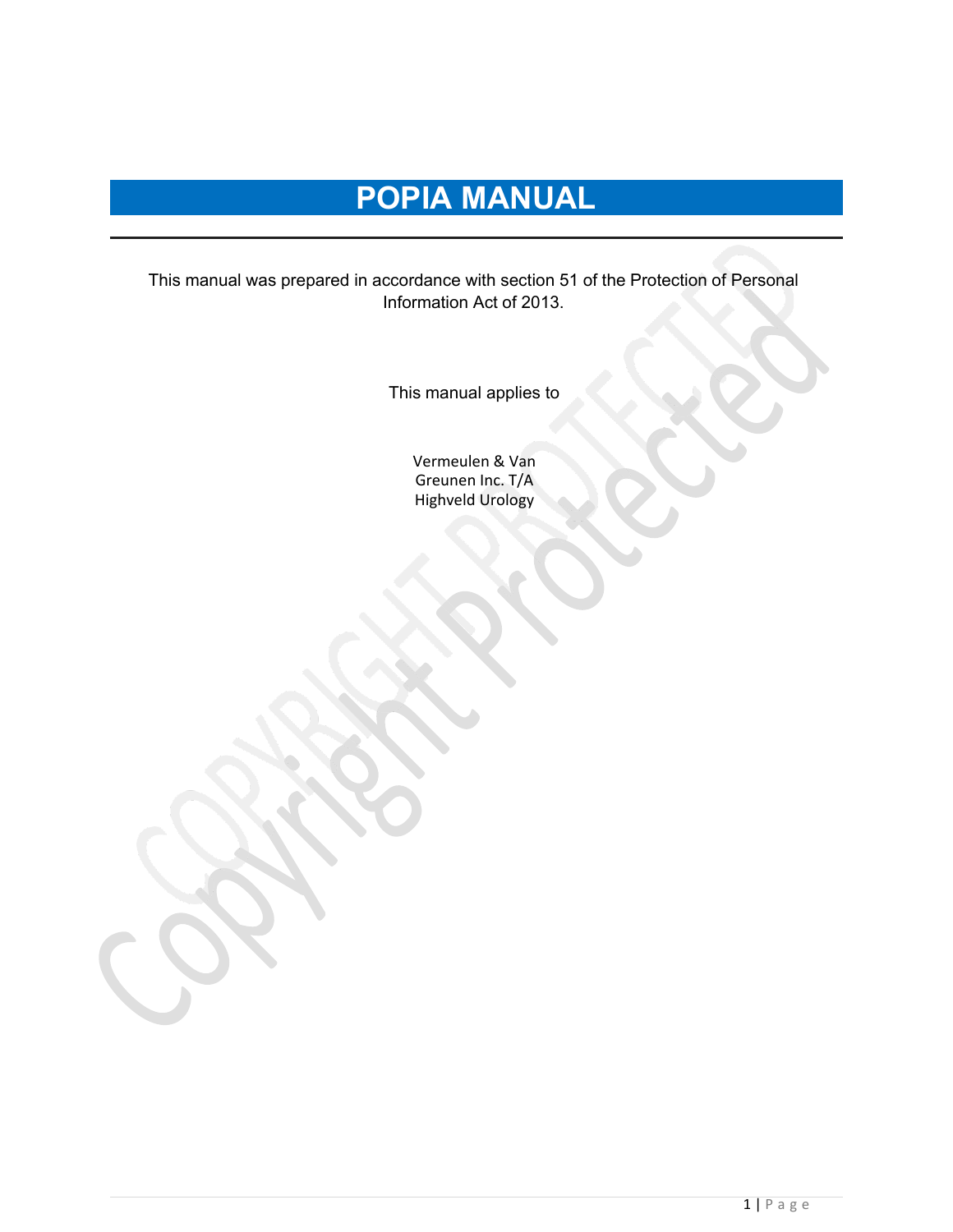# POPIA MANUAL

This manual was prepared in accordance with section 51 of the Protection of Personal Information Act of 2013.

This manual applies to

Vermeulen & Van Greunen Inc. T/A Highveld Urology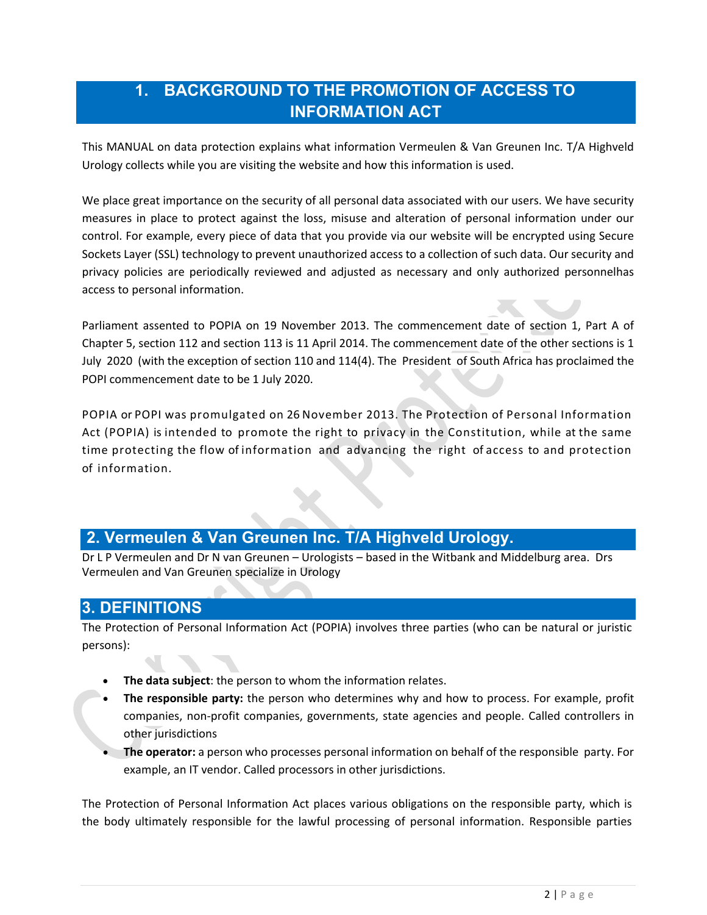# 1. BACKGROUND TO THE PROMOTION OF ACCESS TO INFORMATION ACT

This MANUAL on data protection explains what information Vermeulen & Van Greunen Inc. T/A Highveld Urology collects while you are visiting the website and how this information is used.

We place great importance on the security of all personal data associated with our users. We have security measures in place to protect against the loss, misuse and alteration of personal information under our control. For example, every piece of data that you provide via our website will be encrypted using Secure Sockets Layer (SSL) technology to prevent unauthorized access to a collection of such data. Our security and privacy policies are periodically reviewed and adjusted as necessary and only authorized personnelhas access to personal information.

Parliament assented to POPIA on 19 November 2013. The commencement date of section 1, Part A of Chapter 5, section 112 and section 113 is 11 April 2014. The commencement date of the other sections is 1 July 2020 (with the exception of section 110 and 114(4). The President of South Africa has proclaimed the POPI commencement date to be 1 July 2020.

POPIA or POPI was promulgated on 26 November 2013. The Protection of Personal Information Act (POPIA) is intended to promote the right to privacy in the Constitution, while at the same time protecting the flow of information and advancing the right of access to and protection of information.

## 2. Vermeulen & Van Greunen Inc. T/A Highveld Urology.

Dr L P Vermeulen and Dr N van Greunen – Urologists – based in the Witbank and Middelburg area. Drs Vermeulen and Van Greunen specialize in Urology

## 3. DEFINITIONS

The Protection of Personal Information Act (POPIA) involves three parties (who can be natural or juristic persons):

- **The data subject**: the person to whom the information relates.
- **The responsible party:** the person who determines why and how to process. For example, profit companies, non-profit companies, governments, state agencies and people. Called controllers in other jurisdictions
- **The operator:** a person who processes personal information on behalf of the responsible party. For example, an IT vendor. Called processors in other jurisdictions.

The Protection of Personal Information Act places various obligations on the responsible party, which is the body ultimately responsible for the lawful processing of personal information. Responsible parties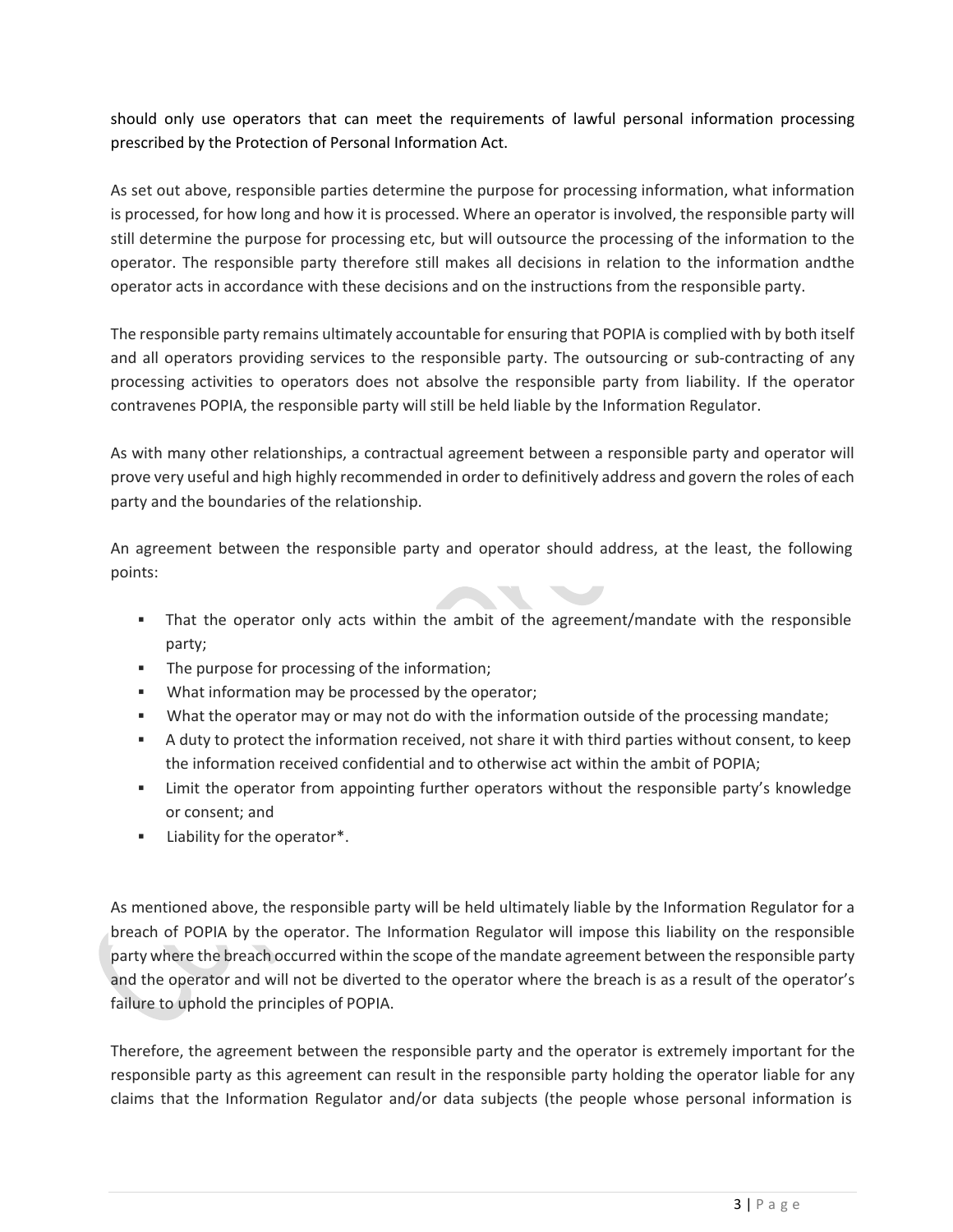should only use operators that can meet the requirements of lawful personal information processing prescribed by the Protection of Personal Information Act.

As set out above, responsible parties determine the purpose for processing information, what information is processed, for how long and how it is processed. Where an operator is involved, the responsible party will still determine the purpose for processing etc, but will outsource the processing of the information to the operator. The responsible party therefore still makes all decisions in relation to the information andthe operator acts in accordance with these decisions and on the instructions from the responsible party.

The responsible party remains ultimately accountable for ensuring that POPIA is complied with by both itself and all operators providing services to the responsible party. The outsourcing or sub-contracting of any processing activities to operators does not absolve the responsible party from liability. If the operator contravenes POPIA, the responsible party will still be held liable by the Information Regulator.

As with many other relationships, a contractual agreement between a responsible party and operator will prove very useful and high highly recommended in order to definitively address and govern the roles of each party and the boundaries of the relationship.

An agreement between the responsible party and operator should address, at the least, the following points:

- That the operator only acts within the ambit of the agreement/mandate with the responsible party;
- The purpose for processing of the information;
- What information may be processed by the operator;
- What the operator may or may not do with the information outside of the processing mandate;
- A duty to protect the information received, not share it with third parties without consent, to keep the information received confidential and to otherwise act within the ambit of POPIA;
- Limit the operator from appointing further operators without the responsible party's knowledge or consent; and
- Liability for the operator*.

As mentioned above, the responsible party will be held ultimately liable by the Information Regulator for a breach of POPIA by the operator. The Information Regulator will impose this liability on the responsible party where the breach occurred within the scope of the mandate agreement between the responsible party and the operator and will not be diverted to the operator where the breach is as a result of the operator's failure to uphold the principles of POPIA.

Therefore, the agreement between the responsible party and the operator is extremely important for the responsible party as this agreement can result in the responsible party holding the operator liable for any claims that the Information Regulator and/or data subjects (the people whose personal information is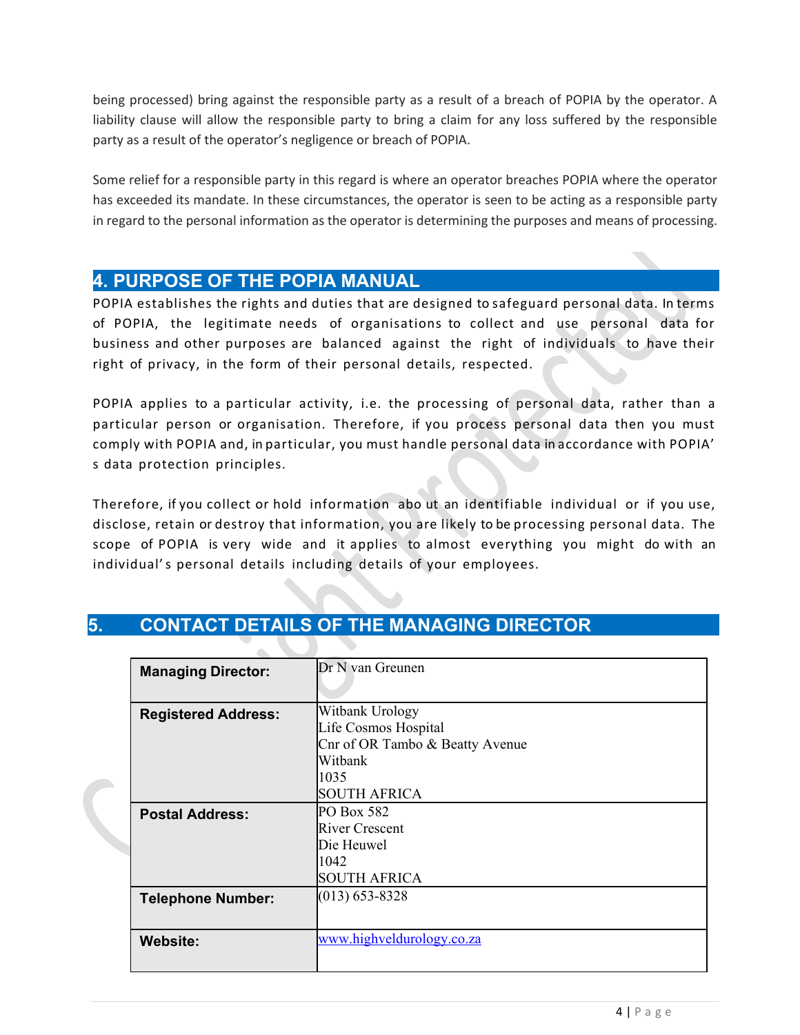being processed) bring against the responsible party as a result of a breach of POPIA by the operator. A liability clause will allow the responsible party to bring a claim for any loss suffered by the responsible party as a result of the operator's negligence or breach of POPIA.

Some relief for a responsible party in this regard is where an operator breaches POPIA where the operator has exceeded its mandate. In these circumstances, the operator is seen to be acting as a responsible party in regard to the personal information as the operator is determining the purposes and means of processing.

## 4. PURPOSE OF THE POPIA MANUAL

POPIA establishes the rights and duties that are designed to safeguard personal data. In terms of POPIA, the legitimate needs of organisations to collect and use personal data for business and other purposes are balanced against the right of individuals to have their right of privacy, in the form of their personal details, respected.

POPIA applies to a particular activity, i.e. the processing of personal data, rather than a particular person or organisation. Therefore, if you process personal data then you must comply with POPIA and, in particular, you must handle personal data in accordance with POPIA's data protection principles.

Therefore, if you collect or hold information abo ut an identifiable individual or if you use, disclose, retain or destroy that information, you are likely to be processing personal data. The scope of POPIA is very wide and it applies to almost everything you might do with an individual's personal details including details of your employees.

## 5. CONTACT DETAILS OF THE MANAGING DIRECTOR

| | |
|---|---|
| **Managing Director:** | Dr N van Greunen |
| **Registered Address:** | Witbank Urology<br>Life Cosmos Hospital<br>Cnr of OR Tambo & Beatty Avenue<br>Witbank<br>1035<br>SOUTH AFRICA |
| **Postal Address:** | PO Box 582<br>River Crescent<br>Die Heuwel<br>1042<br>SOUTH AFRICA |
| **Telephone Number:** | (013) 653-8328 |
| **Website:** | www.highveldurology.co.za |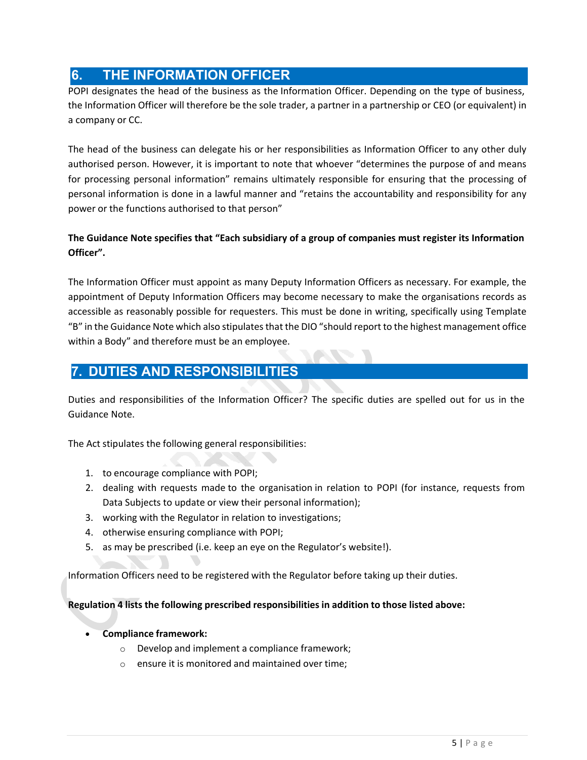## 6. THE INFORMATION OFFICER

POPI designates the head of the business as the Information Officer. Depending on the type of business, the Information Officer will therefore be the sole trader, a partner in a partnership or CEO (or equivalent) in a company or CC.

The head of the business can delegate his or her responsibilities as Information Officer to any other duly authorised person. However, it is important to note that whoever "determines the purpose of and means for processing personal information" remains ultimately responsible for ensuring that the processing of personal information is done in a lawful manner and "retains the accountability and responsibility for any power or the functions authorised to that person"

**The Guidance Note specifies that "Each subsidiary of a group of companies must register its Information Officer".**

The Information Officer must appoint as many Deputy Information Officers as necessary. For example, the appointment of Deputy Information Officers may become necessary to make the organisations records as accessible as reasonably possible for requesters. This must be done in writing, specifically using Template "B" in the Guidance Note which also stipulates that the DIO "should report to the highest management office within a Body" and therefore must be an employee.

## 7. DUTIES AND RESPONSIBILITIES

Duties and responsibilities of the Information Officer? The specific duties are spelled out for us in the Guidance Note.

The Act stipulates the following general responsibilities:

1. to encourage compliance with POPI;
2. dealing with requests made to the organisation in relation to POPI (for instance, requests from Data Subjects to update or view their personal information);
3. working with the Regulator in relation to investigations;
4. otherwise ensuring compliance with POPI;
5. as may be prescribed (i.e. keep an eye on the Regulator's website!).

Information Officers need to be registered with the Regulator before taking up their duties.

**Regulation 4 lists the following prescribed responsibilities in addition to those listed above:**

- **Compliance framework:**
  - Develop and implement a compliance framework;
  - ensure it is monitored and maintained over time;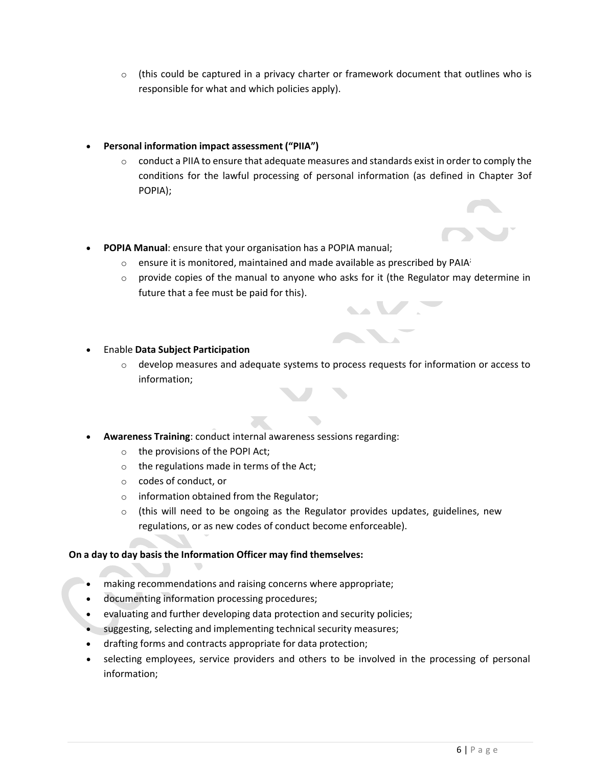- (this could be captured in a privacy charter or framework document that outlines who is responsible for what and which policies apply).

- **Personal information impact assessment ("PIIA")**
  - conduct a PIIA to ensure that adequate measures and standards exist in order to comply the conditions for the lawful processing of personal information (as defined in Chapter 3of POPIA);

- **POPIA Manual**: ensure that your organisation has a POPIA manual;
  - ensure it is monitored, maintained and made available as prescribed by PAIA;
  - provide copies of the manual to anyone who asks for it (the Regulator may determine in future that a fee must be paid for this).

- Enable **Data Subject Participation**
  - develop measures and adequate systems to process requests for information or access to information;

- **Awareness Training**: conduct internal awareness sessions regarding:
  - the provisions of the POPI Act;
  - the regulations made in terms of the Act;
  - codes of conduct, or
  - information obtained from the Regulator;
  - (this will need to be ongoing as the Regulator provides updates, guidelines, new regulations, or as new codes of conduct become enforceable).

**On a day to day basis the Information Officer may find themselves:**

- making recommendations and raising concerns where appropriate;
- documenting information processing procedures;
- evaluating and further developing data protection and security policies;
- suggesting, selecting and implementing technical security measures;
- drafting forms and contracts appropriate for data protection;
- selecting employees, service providers and others to be involved in the processing of personal information;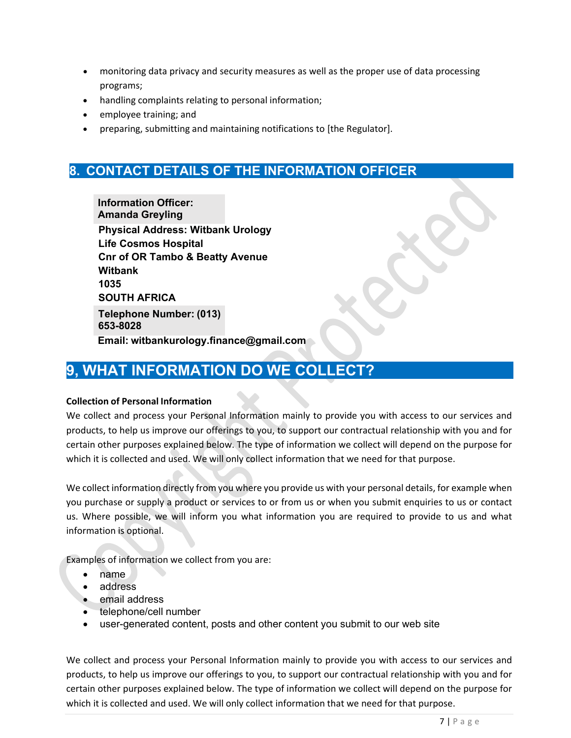- monitoring data privacy and security measures as well as the proper use of data processing programs;
- handling complaints relating to personal information;
- employee training; and
- preparing, submitting and maintaining notifications to [the Regulator].

## 8. CONTACT DETAILS OF THE INFORMATION OFFICER

**Information Officer: Amanda Greyling**

**Physical Address: Witbank Urology**
**Life Cosmos Hospital**
**Cnr of OR Tambo & Beatty Avenue**
**Witbank**
**1035**
**SOUTH AFRICA**

**Telephone Number: (013) 653-8028**

**Email: witbankurology.finance@gmail.com**

## 9, WHAT INFORMATION DO WE COLLECT?

**Collection of Personal Information**

We collect and process your Personal Information mainly to provide you with access to our services and products, to help us improve our offerings to you, to support our contractual relationship with you and for certain other purposes explained below. The type of information we collect will depend on the purpose for which it is collected and used. We will only collect information that we need for that purpose.

We collect information directly from you where you provide us with your personal details, for example when you purchase or supply a product or services to or from us or when you submit enquiries to us or contact us. Where possible, we will inform you what information you are required to provide to us and what information is optional.

Examples of information we collect from you are:

- name
- address
- email address
- telephone/cell number
- user-generated content, posts and other content you submit to our web site

We collect and process your Personal Information mainly to provide you with access to our services and products, to help us improve our offerings to you, to support our contractual relationship with you and for certain other purposes explained below. The type of information we collect will depend on the purpose for which it is collected and used. We will only collect information that we need for that purpose.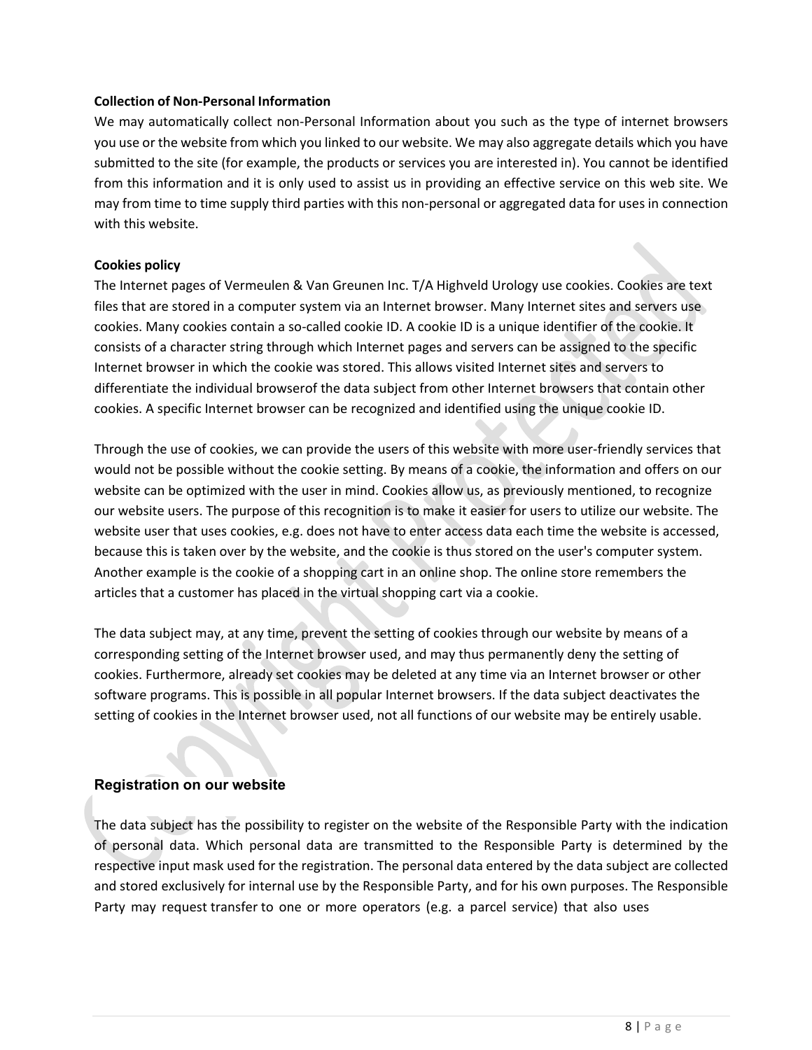**Collection of Non-Personal Information**

We may automatically collect non-Personal Information about you such as the type of internet browsers you use or the website from which you linked to our website. We may also aggregate details which you have submitted to the site (for example, the products or services you are interested in). You cannot be identified from this information and it is only used to assist us in providing an effective service on this web site. We may from time to time supply third parties with this non-personal or aggregated data for uses in connection with this website.

**Cookies policy**

The Internet pages of Vermeulen & Van Greunen Inc. T/A Highveld Urology use cookies. Cookies are text files that are stored in a computer system via an Internet browser. Many Internet sites and servers use cookies. Many cookies contain a so-called cookie ID. A cookie ID is a unique identifier of the cookie. It consists of a character string through which Internet pages and servers can be assigned to the specific Internet browser in which the cookie was stored. This allows visited Internet sites and servers to differentiate the individual browserof the data subject from other Internet browsers that contain other cookies. A specific Internet browser can be recognized and identified using the unique cookie ID.

Through the use of cookies, we can provide the users of this website with more user-friendly services that would not be possible without the cookie setting. By means of a cookie, the information and offers on our website can be optimized with the user in mind. Cookies allow us, as previously mentioned, to recognize our website users. The purpose of this recognition is to make it easier for users to utilize our website. The website user that uses cookies, e.g. does not have to enter access data each time the website is accessed, because this is taken over by the website, and the cookie is thus stored on the user's computer system. Another example is the cookie of a shopping cart in an online shop. The online store remembers the articles that a customer has placed in the virtual shopping cart via a cookie.

The data subject may, at any time, prevent the setting of cookies through our website by means of a corresponding setting of the Internet browser used, and may thus permanently deny the setting of cookies. Furthermore, already set cookies may be deleted at any time via an Internet browser or other software programs. This is possible in all popular Internet browsers. If the data subject deactivates the setting of cookies in the Internet browser used, not all functions of our website may be entirely usable.

## Registration on our website

The data subject has the possibility to register on the website of the Responsible Party with the indication of personal data. Which personal data are transmitted to the Responsible Party is determined by the respective input mask used for the registration. The personal data entered by the data subject are collected and stored exclusively for internal use by the Responsible Party, and for his own purposes. The Responsible Party may request transfer to one or more operators (e.g. a parcel service) that also uses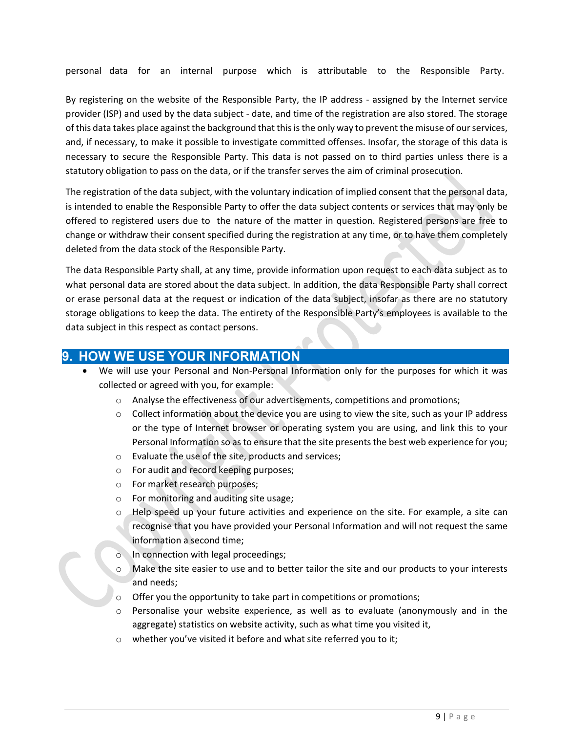personal data for an internal purpose which is attributable to the Responsible Party.

By registering on the website of the Responsible Party, the IP address - assigned by the Internet service provider (ISP) and used by the data subject - date, and time of the registration are also stored. The storage of this data takes place against the background that this is the only way to prevent the misuse of our services, and, if necessary, to make it possible to investigate committed offenses. Insofar, the storage of this data is necessary to secure the Responsible Party. This data is not passed on to third parties unless there is a statutory obligation to pass on the data, or if the transfer serves the aim of criminal prosecution.

The registration of the data subject, with the voluntary indication of implied consent that the personal data, is intended to enable the Responsible Party to offer the data subject contents or services that may only be offered to registered users due to the nature of the matter in question. Registered persons are free to change or withdraw their consent specified during the registration at any time, or to have them completely deleted from the data stock of the Responsible Party.

The data Responsible Party shall, at any time, provide information upon request to each data subject as to what personal data are stored about the data subject. In addition, the data Responsible Party shall correct or erase personal data at the request or indication of the data subject, insofar as there are no statutory storage obligations to keep the data. The entirety of the Responsible Party's employees is available to the data subject in this respect as contact persons.

## 9. HOW WE USE YOUR INFORMATION

- We will use your Personal and Non-Personal Information only for the purposes for which it was collected or agreed with you, for example:
  - Analyse the effectiveness of our advertisements, competitions and promotions;
  - Collect information about the device you are using to view the site, such as your IP address or the type of Internet browser or operating system you are using, and link this to your Personal Information so as to ensure that the site presents the best web experience for you;
  - Evaluate the use of the site, products and services;
  - For audit and record keeping purposes;
  - For market research purposes;
  - For monitoring and auditing site usage;
  - Help speed up your future activities and experience on the site. For example, a site can recognise that you have provided your Personal Information and will not request the same information a second time;
  - In connection with legal proceedings;
  - Make the site easier to use and to better tailor the site and our products to your interests and needs;
  - Offer you the opportunity to take part in competitions or promotions;
  - Personalise your website experience, as well as to evaluate (anonymously and in the aggregate) statistics on website activity, such as what time you visited it,
  - whether you've visited it before and what site referred you to it;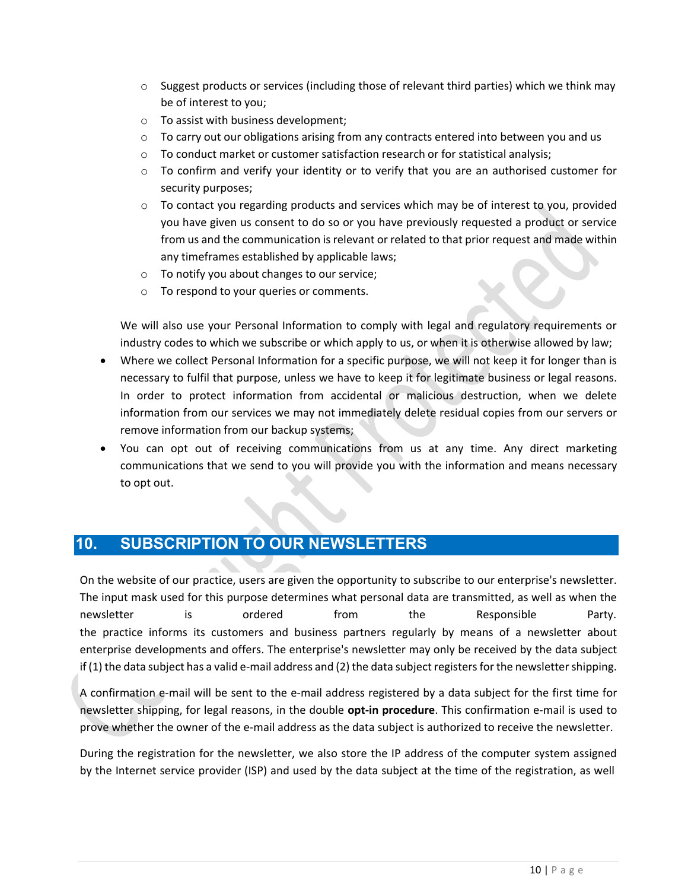- Suggest products or services (including those of relevant third parties) which we think may be of interest to you;
  - To assist with business development;
  - To carry out our obligations arising from any contracts entered into between you and us
  - To conduct market or customer satisfaction research or for statistical analysis;
  - To confirm and verify your identity or to verify that you are an authorised customer for security purposes;
  - To contact you regarding products and services which may be of interest to you, provided you have given us consent to do so or you have previously requested a product or service from us and the communication is relevant or related to that prior request and made within any timeframes established by applicable laws;
  - To notify you about changes to our service;
  - To respond to your queries or comments.

  We will also use your Personal Information to comply with legal and regulatory requirements or industry codes to which we subscribe or which apply to us, or when it is otherwise allowed by law;

- Where we collect Personal Information for a specific purpose, we will not keep it for longer than is necessary to fulfil that purpose, unless we have to keep it for legitimate business or legal reasons. In order to protect information from accidental or malicious destruction, when we delete information from our services we may not immediately delete residual copies from our servers or remove information from our backup systems;
- You can opt out of receiving communications from us at any time. Any direct marketing communications that we send to you will provide you with the information and means necessary to opt out.

## 10. SUBSCRIPTION TO OUR NEWSLETTERS

On the website of our practice, users are given the opportunity to subscribe to our enterprise's newsletter. The input mask used for this purpose determines what personal data are transmitted, as well as when the newsletter is ordered from the Responsible Party. the practice informs its customers and business partners regularly by means of a newsletter about enterprise developments and offers. The enterprise's newsletter may only be received by the data subject if (1) the data subject has a valid e-mail address and (2) the data subject registers for the newsletter shipping.

A confirmation e-mail will be sent to the e-mail address registered by a data subject for the first time for newsletter shipping, for legal reasons, in the double **opt-in procedure**. This confirmation e-mail is used to prove whether the owner of the e-mail address as the data subject is authorized to receive the newsletter.

During the registration for the newsletter, we also store the IP address of the computer system assigned by the Internet service provider (ISP) and used by the data subject at the time of the registration, as well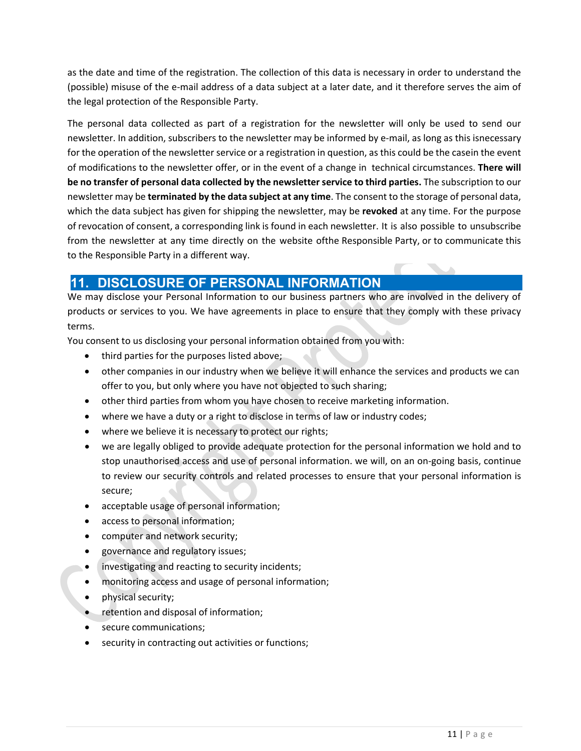as the date and time of the registration. The collection of this data is necessary in order to understand the (possible) misuse of the e-mail address of a data subject at a later date, and it therefore serves the aim of the legal protection of the Responsible Party.

The personal data collected as part of a registration for the newsletter will only be used to send our newsletter. In addition, subscribers to the newsletter may be informed by e-mail, as long as this isnecessary for the operation of the newsletter service or a registration in question, as this could be the casein the event of modifications to the newsletter offer, or in the event of a change in technical circumstances. **There will be no transfer of personal data collected by the newsletter service to third parties.** The subscription to our newsletter may be **terminated by the data subject at any time**. The consent to the storage of personal data, which the data subject has given for shipping the newsletter, may be **revoked** at any time. For the purpose of revocation of consent, a corresponding link is found in each newsletter. It is also possible to unsubscribe from the newsletter at any time directly on the website ofthe Responsible Party, or to communicate this to the Responsible Party in a different way.

## 11. DISCLOSURE OF PERSONAL INFORMATION

We may disclose your Personal Information to our business partners who are involved in the delivery of products or services to you. We have agreements in place to ensure that they comply with these privacy terms.

You consent to us disclosing your personal information obtained from you with:

- third parties for the purposes listed above;
- other companies in our industry when we believe it will enhance the services and products we can offer to you, but only where you have not objected to such sharing;
- other third parties from whom you have chosen to receive marketing information.
- where we have a duty or a right to disclose in terms of law or industry codes;
- where we believe it is necessary to protect our rights;
- we are legally obliged to provide adequate protection for the personal information we hold and to stop unauthorised access and use of personal information. we will, on an on-going basis, continue to review our security controls and related processes to ensure that your personal information is secure;
- acceptable usage of personal information;
- access to personal information;
- computer and network security;
- governance and regulatory issues;
- investigating and reacting to security incidents;
- monitoring access and usage of personal information;
- physical security;
- retention and disposal of information;
- secure communications;
- security in contracting out activities or functions;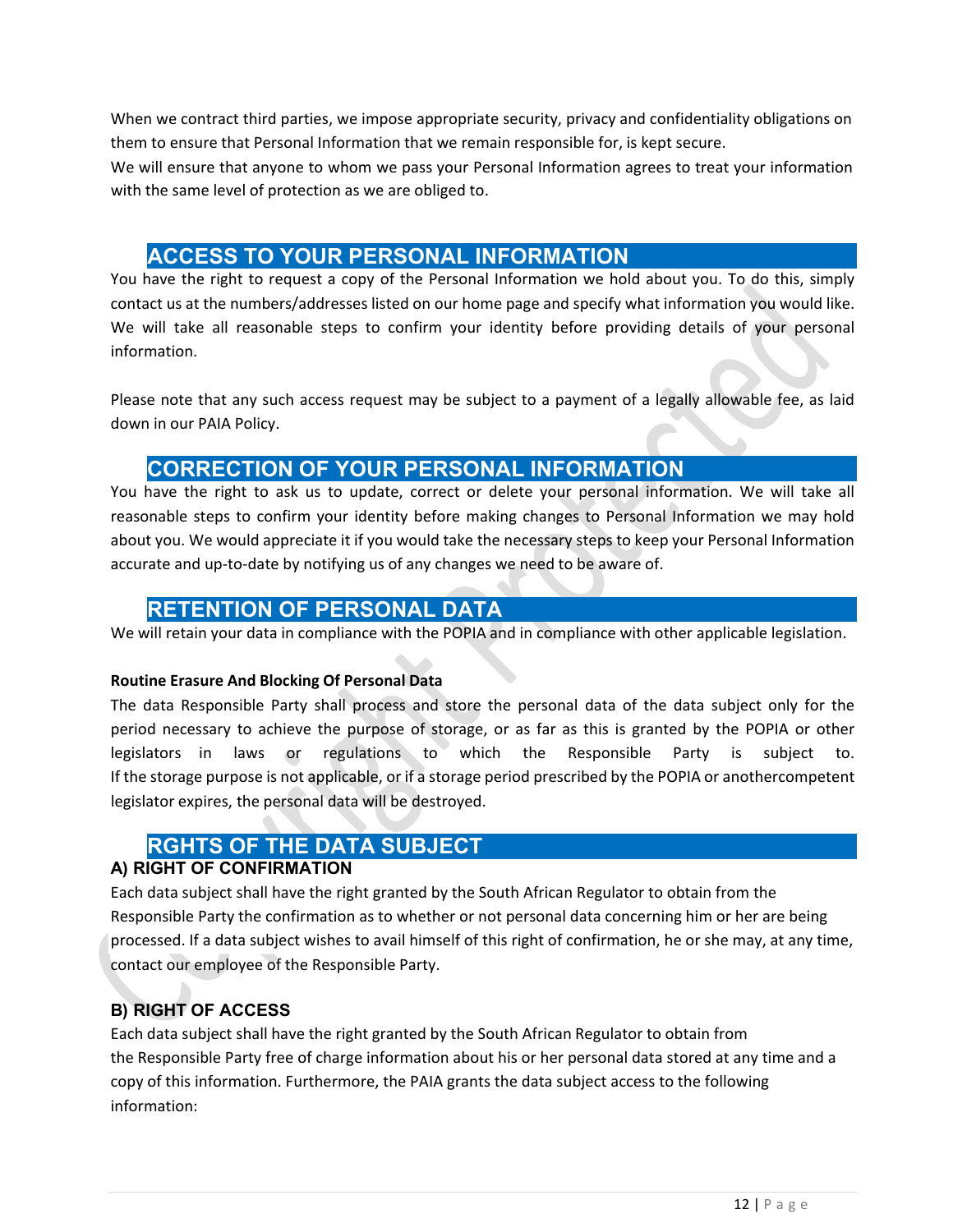When we contract third parties, we impose appropriate security, privacy and confidentiality obligations on them to ensure that Personal Information that we remain responsible for, is kept secure.
We will ensure that anyone to whom we pass your Personal Information agrees to treat your information with the same level of protection as we are obliged to.

## ACCESS TO YOUR PERSONAL INFORMATION

You have the right to request a copy of the Personal Information we hold about you. To do this, simply contact us at the numbers/addresses listed on our home page and specify what information you would like. We will take all reasonable steps to confirm your identity before providing details of your personal information.

Please note that any such access request may be subject to a payment of a legally allowable fee, as laid down in our PAIA Policy.

## CORRECTION OF YOUR PERSONAL INFORMATION

You have the right to ask us to update, correct or delete your personal information. We will take all reasonable steps to confirm your identity before making changes to Personal Information we may hold about you. We would appreciate it if you would take the necessary steps to keep your Personal Information accurate and up-to-date by notifying us of any changes we need to be aware of.

## RETENTION OF PERSONAL DATA

We will retain your data in compliance with the POPIA and in compliance with other applicable legislation.

**Routine Erasure And Blocking Of Personal Data**

The data Responsible Party shall process and store the personal data of the data subject only for the period necessary to achieve the purpose of storage, or as far as this is granted by the POPIA or other legislators in laws or regulations to which the Responsible Party is subject to.
If the storage purpose is not applicable, or if a storage period prescribed by the POPIA or anothercompetent legislator expires, the personal data will be destroyed.

## RGHTS OF THE DATA SUBJECT

### A) RIGHT OF CONFIRMATION

Each data subject shall have the right granted by the South African Regulator to obtain from the Responsible Party the confirmation as to whether or not personal data concerning him or her are being processed. If a data subject wishes to avail himself of this right of confirmation, he or she may, at any time, contact our employee of the Responsible Party.

### B) RIGHT OF ACCESS

Each data subject shall have the right granted by the South African Regulator to obtain from the Responsible Party free of charge information about his or her personal data stored at any time and a copy of this information. Furthermore, the PAIA grants the data subject access to the following information: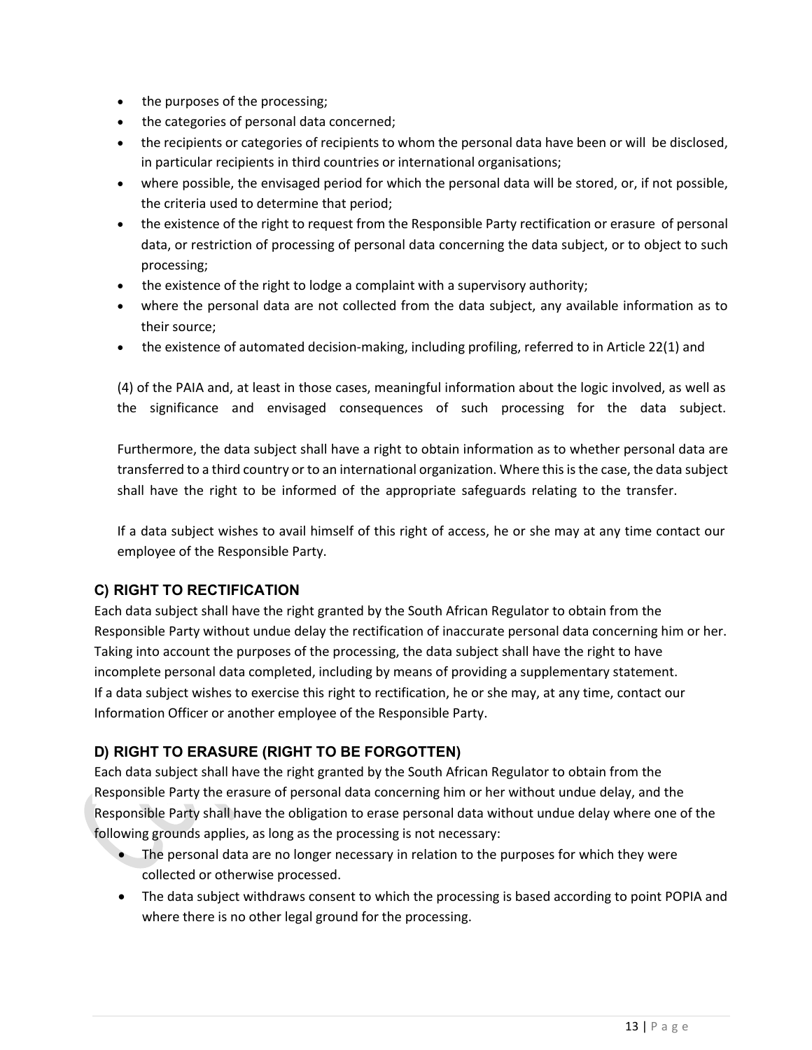- the purposes of the processing;
- the categories of personal data concerned;
- the recipients or categories of recipients to whom the personal data have been or will be disclosed, in particular recipients in third countries or international organisations;
- where possible, the envisaged period for which the personal data will be stored, or, if not possible, the criteria used to determine that period;
- the existence of the right to request from the Responsible Party rectification or erasure of personal data, or restriction of processing of personal data concerning the data subject, or to object to such processing;
- the existence of the right to lodge a complaint with a supervisory authority;
- where the personal data are not collected from the data subject, any available information as to their source;
- the existence of automated decision-making, including profiling, referred to in Article 22(1) and

(4) of the PAIA and, at least in those cases, meaningful information about the logic involved, as well as the significance and envisaged consequences of such processing for the data subject.

Furthermore, the data subject shall have a right to obtain information as to whether personal data are transferred to a third country or to an international organization. Where this is the case, the data subject shall have the right to be informed of the appropriate safeguards relating to the transfer.

If a data subject wishes to avail himself of this right of access, he or she may at any time contact our employee of the Responsible Party.

### C) RIGHT TO RECTIFICATION

Each data subject shall have the right granted by the South African Regulator to obtain from the Responsible Party without undue delay the rectification of inaccurate personal data concerning him or her. Taking into account the purposes of the processing, the data subject shall have the right to have incomplete personal data completed, including by means of providing a supplementary statement.
If a data subject wishes to exercise this right to rectification, he or she may, at any time, contact our Information Officer or another employee of the Responsible Party.

### D) RIGHT TO ERASURE (RIGHT TO BE FORGOTTEN)

Each data subject shall have the right granted by the South African Regulator to obtain from the Responsible Party the erasure of personal data concerning him or her without undue delay, and the Responsible Party shall have the obligation to erase personal data without undue delay where one of the following grounds applies, as long as the processing is not necessary:

- The personal data are no longer necessary in relation to the purposes for which they were collected or otherwise processed.
- The data subject withdraws consent to which the processing is based according to point POPIA and where there is no other legal ground for the processing.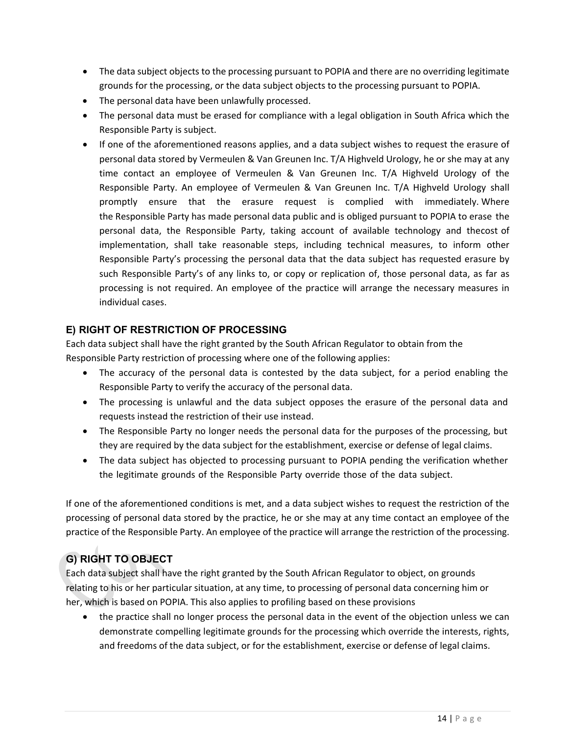- The data subject objects to the processing pursuant to POPIA and there are no overriding legitimate grounds for the processing, or the data subject objects to the processing pursuant to POPIA.
- The personal data have been unlawfully processed.
- The personal data must be erased for compliance with a legal obligation in South Africa which the Responsible Party is subject.
- If one of the aforementioned reasons applies, and a data subject wishes to request the erasure of personal data stored by Vermeulen & Van Greunen Inc. T/A Highveld Urology, he or she may at any time contact an employee of Vermeulen & Van Greunen Inc. T/A Highveld Urology of the Responsible Party. An employee of Vermeulen & Van Greunen Inc. T/A Highveld Urology shall promptly ensure that the erasure request is complied with immediately. Where the Responsible Party has made personal data public and is obliged pursuant to POPIA to erase the personal data, the Responsible Party, taking account of available technology and thecost of implementation, shall take reasonable steps, including technical measures, to inform other Responsible Party's processing the personal data that the data subject has requested erasure by such Responsible Party's of any links to, or copy or replication of, those personal data, as far as processing is not required. An employee of the practice will arrange the necessary measures in individual cases.

### E) RIGHT OF RESTRICTION OF PROCESSING

Each data subject shall have the right granted by the South African Regulator to obtain from the Responsible Party restriction of processing where one of the following applies:

- The accuracy of the personal data is contested by the data subject, for a period enabling the Responsible Party to verify the accuracy of the personal data.
- The processing is unlawful and the data subject opposes the erasure of the personal data and requests instead the restriction of their use instead.
- The Responsible Party no longer needs the personal data for the purposes of the processing, but they are required by the data subject for the establishment, exercise or defense of legal claims.
- The data subject has objected to processing pursuant to POPIA pending the verification whether the legitimate grounds of the Responsible Party override those of the data subject.

If one of the aforementioned conditions is met, and a data subject wishes to request the restriction of the processing of personal data stored by the practice, he or she may at any time contact an employee of the practice of the Responsible Party. An employee of the practice will arrange the restriction of the processing.

### G) RIGHT TO OBJECT

Each data subject shall have the right granted by the South African Regulator to object, on grounds relating to his or her particular situation, at any time, to processing of personal data concerning him or her, which is based on POPIA. This also applies to profiling based on these provisions

- the practice shall no longer process the personal data in the event of the objection unless we can demonstrate compelling legitimate grounds for the processing which override the interests, rights, and freedoms of the data subject, or for the establishment, exercise or defense of legal claims.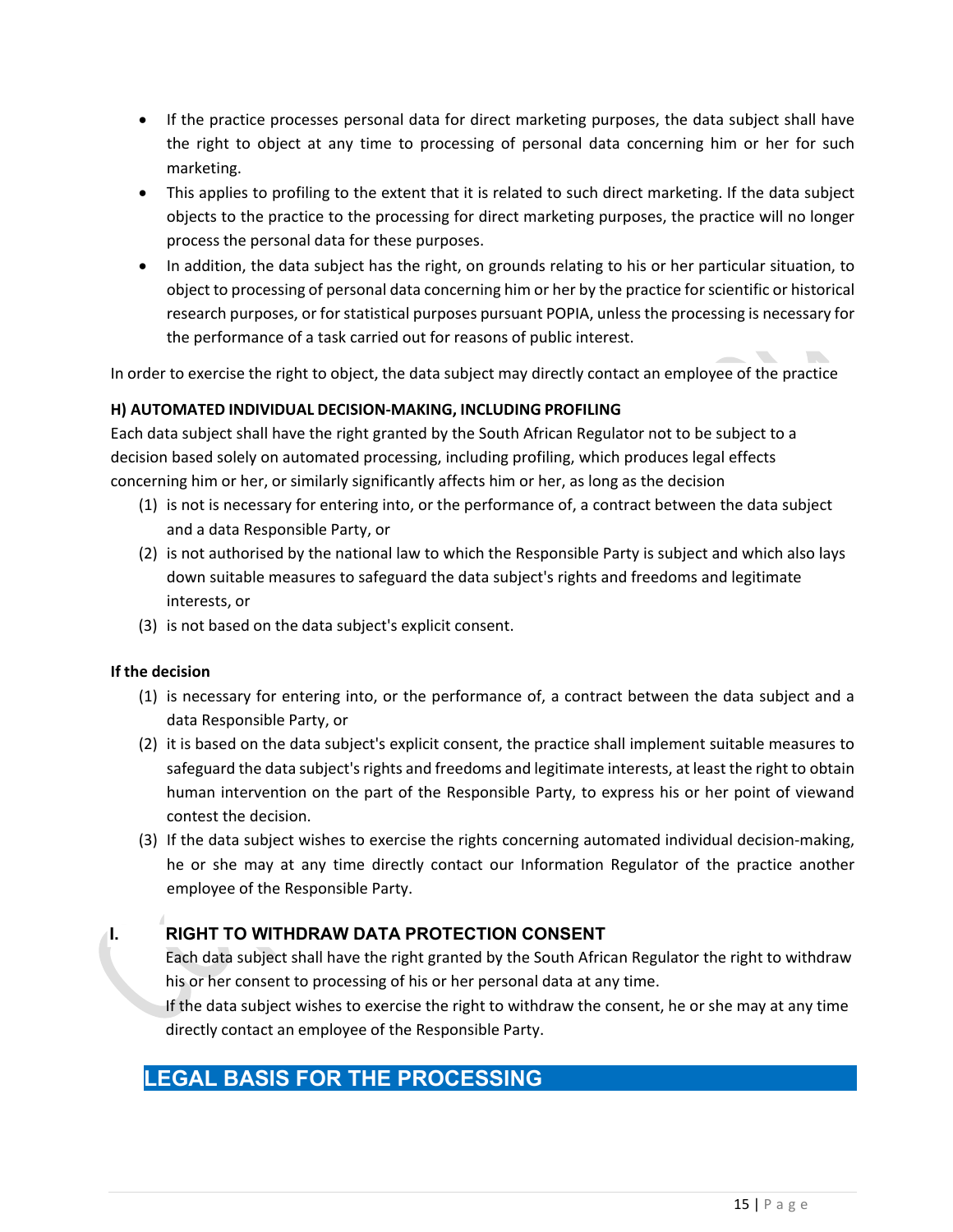- If the practice processes personal data for direct marketing purposes, the data subject shall have the right to object at any time to processing of personal data concerning him or her for such marketing.
- This applies to profiling to the extent that it is related to such direct marketing. If the data subject objects to the practice to the processing for direct marketing purposes, the practice will no longer process the personal data for these purposes.
- In addition, the data subject has the right, on grounds relating to his or her particular situation, to object to processing of personal data concerning him or her by the practice for scientific or historical research purposes, or for statistical purposes pursuant POPIA, unless the processing is necessary for the performance of a task carried out for reasons of public interest.

In order to exercise the right to object, the data subject may directly contact an employee of the practice

**H) AUTOMATED INDIVIDUAL DECISION-MAKING, INCLUDING PROFILING**

Each data subject shall have the right granted by the South African Regulator not to be subject to a decision based solely on automated processing, including profiling, which produces legal effects concerning him or her, or similarly significantly affects him or her, as long as the decision

(1) is not is necessary for entering into, or the performance of, a contract between the data subject and a data Responsible Party, or
(2) is not authorised by the national law to which the Responsible Party is subject and which also lays down suitable measures to safeguard the data subject's rights and freedoms and legitimate interests, or
(3) is not based on the data subject's explicit consent.

**If the decision**

(1) is necessary for entering into, or the performance of, a contract between the data subject and a data Responsible Party, or
(2) it is based on the data subject's explicit consent, the practice shall implement suitable measures to safeguard the data subject's rights and freedoms and legitimate interests, at least the right to obtain human intervention on the part of the Responsible Party, to express his or her point of viewand contest the decision.
(3) If the data subject wishes to exercise the rights concerning automated individual decision-making, he or she may at any time directly contact our Information Regulator of the practice another employee of the Responsible Party.

## I. RIGHT TO WITHDRAW DATA PROTECTION CONSENT

Each data subject shall have the right granted by the South African Regulator the right to withdraw his or her consent to processing of his or her personal data at any time.

If the data subject wishes to exercise the right to withdraw the consent, he or she may at any time directly contact an employee of the Responsible Party.

# LEGAL BASIS FOR THE PROCESSING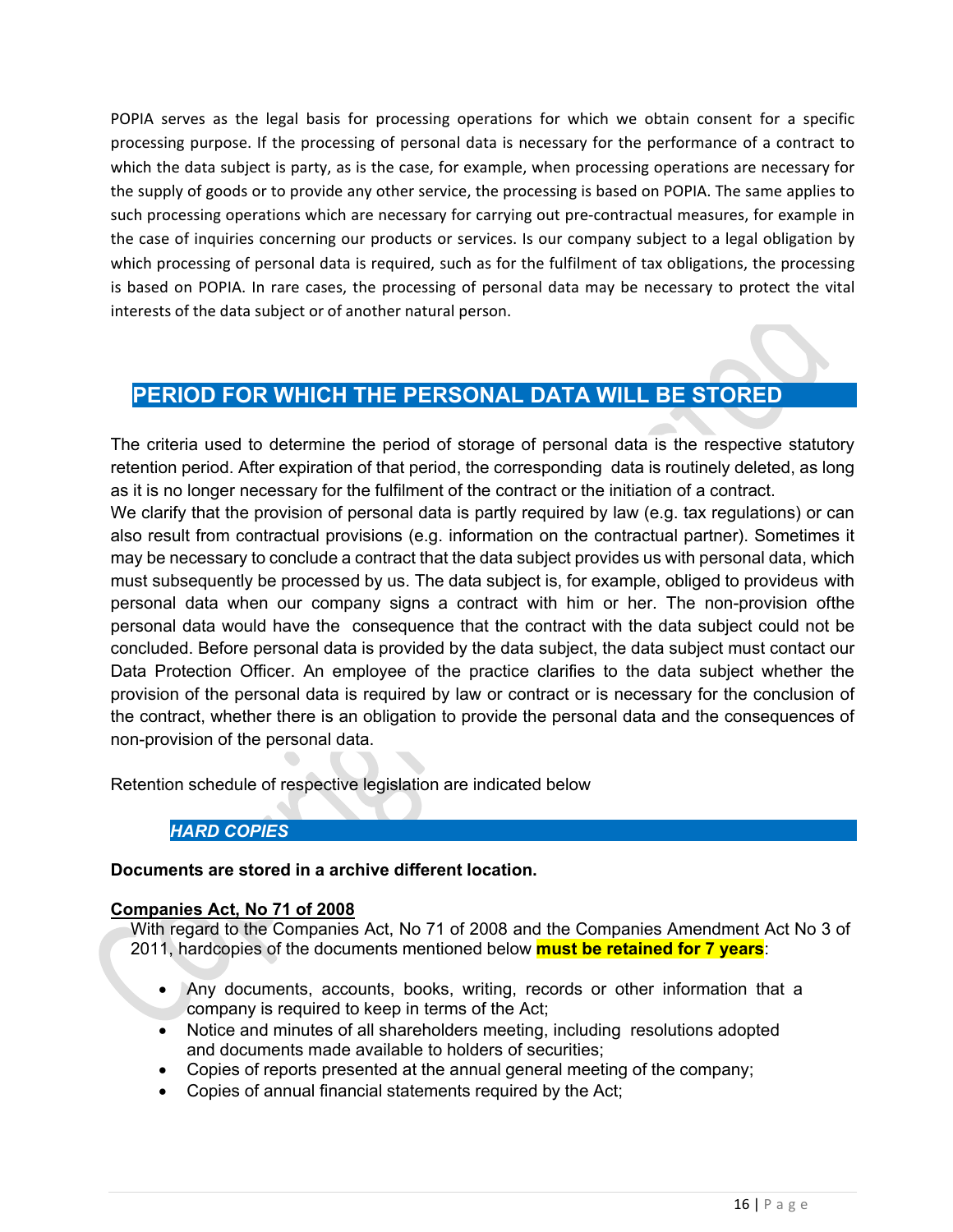POPIA serves as the legal basis for processing operations for which we obtain consent for a specific processing purpose. If the processing of personal data is necessary for the performance of a contract to which the data subject is party, as is the case, for example, when processing operations are necessary for the supply of goods or to provide any other service, the processing is based on POPIA. The same applies to such processing operations which are necessary for carrying out pre-contractual measures, for example in the case of inquiries concerning our products or services. Is our company subject to a legal obligation by which processing of personal data is required, such as for the fulfilment of tax obligations, the processing is based on POPIA. In rare cases, the processing of personal data may be necessary to protect the vital interests of the data subject or of another natural person.

## PERIOD FOR WHICH THE PERSONAL DATA WILL BE STORED

The criteria used to determine the period of storage of personal data is the respective statutory retention period. After expiration of that period, the corresponding data is routinely deleted, as long as it is no longer necessary for the fulfilment of the contract or the initiation of a contract.
We clarify that the provision of personal data is partly required by law (e.g. tax regulations) or can also result from contractual provisions (e.g. information on the contractual partner). Sometimes it may be necessary to conclude a contract that the data subject provides us with personal data, which must subsequently be processed by us. The data subject is, for example, obliged to provideus with personal data when our company signs a contract with him or her. The non-provision ofthe personal data would have the consequence that the contract with the data subject could not be concluded. Before personal data is provided by the data subject, the data subject must contact our Data Protection Officer. An employee of the practice clarifies to the data subject whether the provision of the personal data is required by law or contract or is necessary for the conclusion of the contract, whether there is an obligation to provide the personal data and the consequences of non-provision of the personal data.

Retention schedule of respective legislation are indicated below

### *HARD COPIES*

**Documents are stored in a archive different location.**

**Companies Act, No 71 of 2008**

With regard to the Companies Act, No 71 of 2008 and the Companies Amendment Act No 3 of 2011, hardcopies of the documents mentioned below **must be retained for 7 years**:

- Any documents, accounts, books, writing, records or other information that a company is required to keep in terms of the Act;
- Notice and minutes of all shareholders meeting, including resolutions adopted and documents made available to holders of securities;
- Copies of reports presented at the annual general meeting of the company;
- Copies of annual financial statements required by the Act;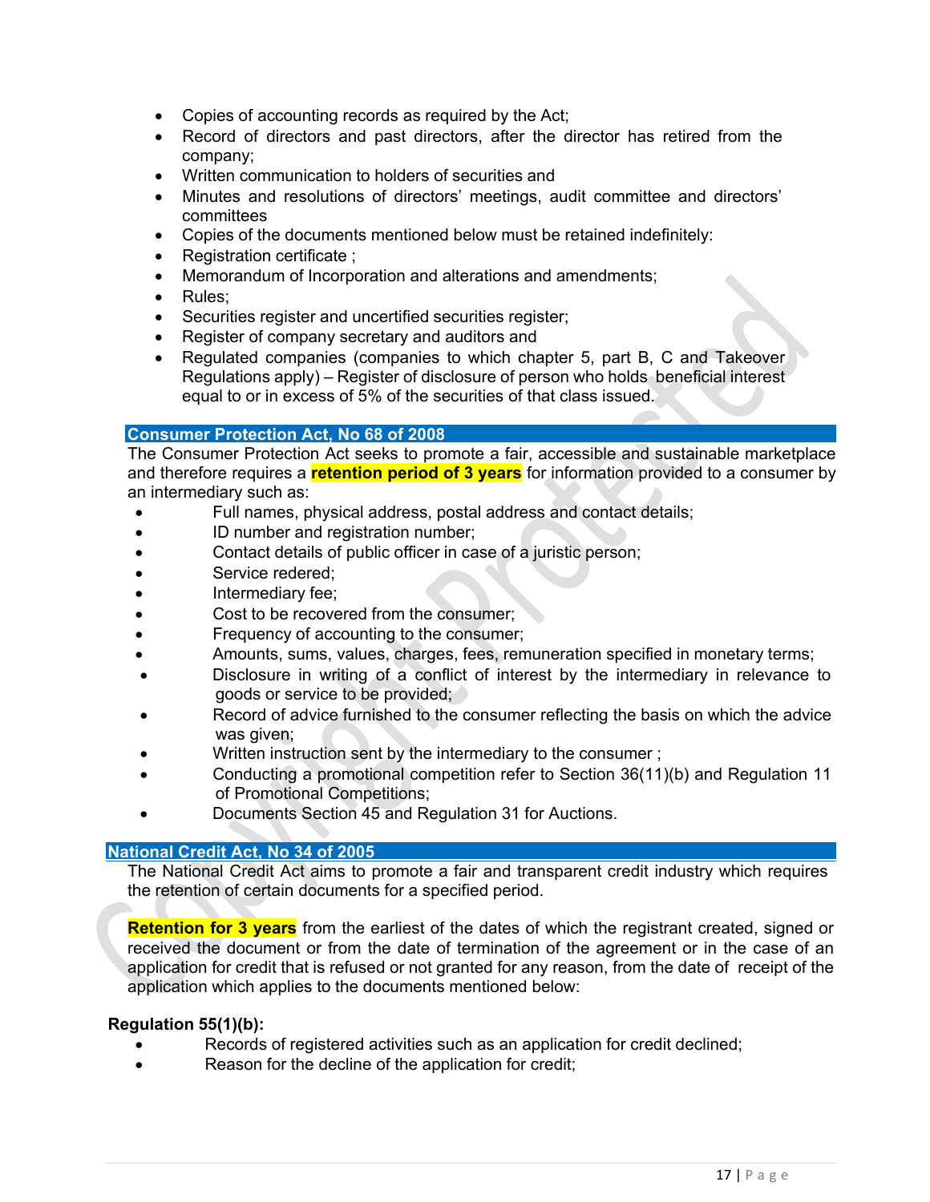- Copies of accounting records as required by the Act;
- Record of directors and past directors, after the director has retired from the company;
- Written communication to holders of securities and
- Minutes and resolutions of directors' meetings, audit committee and directors' committees
- Copies of the documents mentioned below must be retained indefinitely:
- Registration certificate ;
- Memorandum of Incorporation and alterations and amendments;
- Rules;
- Securities register and uncertified securities register;
- Register of company secretary and auditors and
- Regulated companies (companies to which chapter 5, part B, C and Takeover Regulations apply) – Register of disclosure of person who holds beneficial interest equal to or in excess of 5% of the securities of that class issued.

## Consumer Protection Act, No 68 of 2008

The Consumer Protection Act seeks to promote a fair, accessible and sustainable marketplace and therefore requires a **retention period of 3 years** for information provided to a consumer by an intermediary such as:

- Full names, physical address, postal address and contact details;
- ID number and registration number;
- Contact details of public officer in case of a juristic person;
- Service redered;
- Intermediary fee;
- Cost to be recovered from the consumer;
- Frequency of accounting to the consumer;
- Amounts, sums, values, charges, fees, remuneration specified in monetary terms;
- Disclosure in writing of a conflict of interest by the intermediary in relevance to goods or service to be provided;
- Record of advice furnished to the consumer reflecting the basis on which the advice was given;
- Written instruction sent by the intermediary to the consumer ;
- Conducting a promotional competition refer to Section 36(11)(b) and Regulation 11 of Promotional Competitions;
- Documents Section 45 and Regulation 31 for Auctions.

## National Credit Act, No 34 of 2005

The National Credit Act aims to promote a fair and transparent credit industry which requires the retention of certain documents for a specified period.

**Retention for 3 years** from the earliest of the dates of which the registrant created, signed or received the document or from the date of termination of the agreement or in the case of an application for credit that is refused or not granted for any reason, from the date of receipt of the application which applies to the documents mentioned below:

**Regulation 55(1)(b):**

- Records of registered activities such as an application for credit declined;
- Reason for the decline of the application for credit;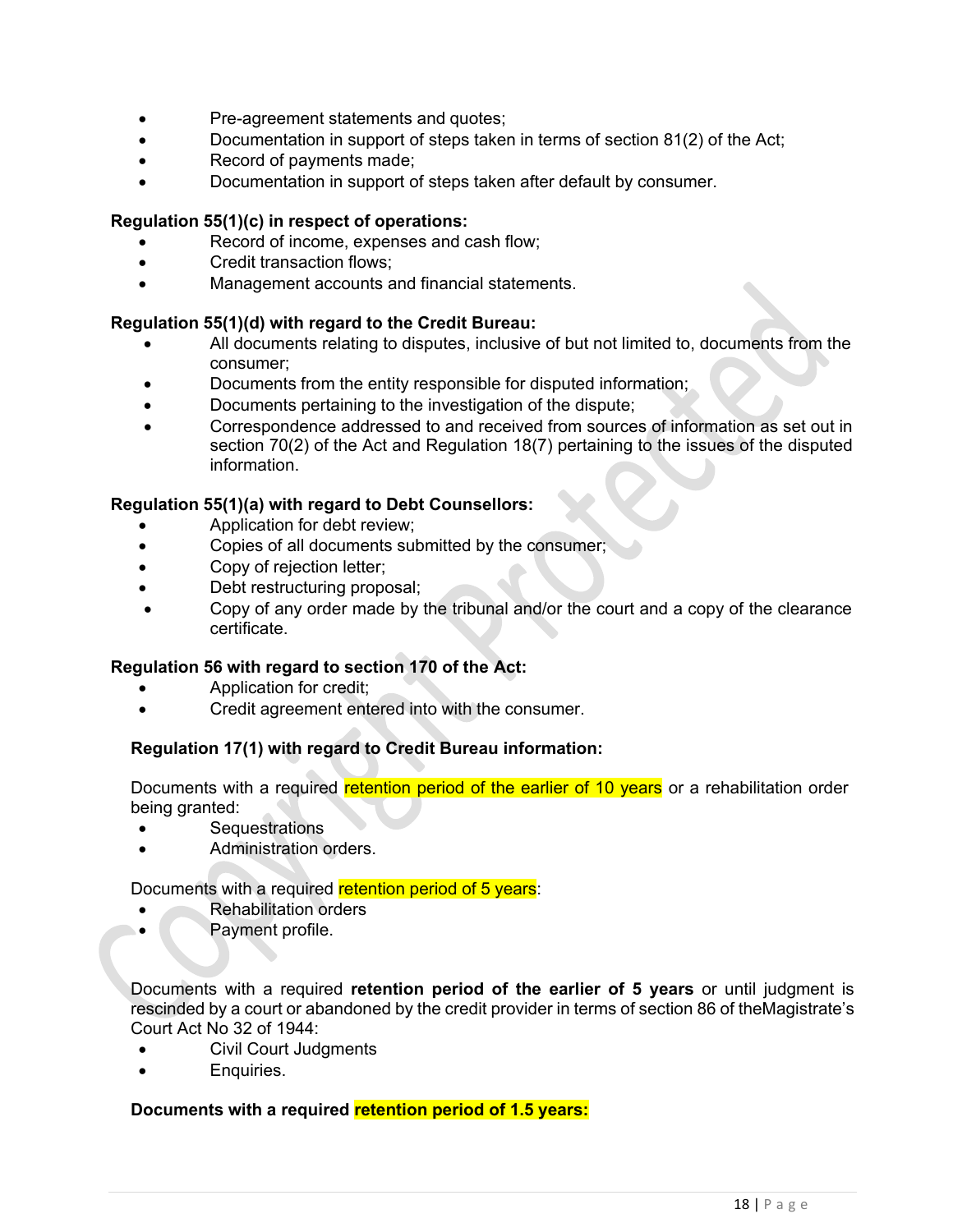- Pre-agreement statements and quotes;
- Documentation in support of steps taken in terms of section 81(2) of the Act;
- Record of payments made;
- Documentation in support of steps taken after default by consumer.

**Regulation 55(1)(c) in respect of operations:**

- Record of income, expenses and cash flow;
- Credit transaction flows;
- Management accounts and financial statements.

**Regulation 55(1)(d) with regard to the Credit Bureau:**

- All documents relating to disputes, inclusive of but not limited to, documents from the consumer;
- Documents from the entity responsible for disputed information;
- Documents pertaining to the investigation of the dispute;
- Correspondence addressed to and received from sources of information as set out in section 70(2) of the Act and Regulation 18(7) pertaining to the issues of the disputed information.

**Regulation 55(1)(a) with regard to Debt Counsellors:**

- Application for debt review;
- Copies of all documents submitted by the consumer;
- Copy of rejection letter;
- Debt restructuring proposal;
- Copy of any order made by the tribunal and/or the court and a copy of the clearance certificate.

**Regulation 56 with regard to section 170 of the Act:**

- Application for credit;
- Credit agreement entered into with the consumer.

**Regulation 17(1) with regard to Credit Bureau information:**

Documents with a required retention period of the earlier of 10 years or a rehabilitation order being granted:

- Sequestrations
- Administration orders.

Documents with a required retention period of 5 years:

- Rehabilitation orders
- Payment profile.

Documents with a required **retention period of the earlier of 5 years** or until judgment is rescinded by a court or abandoned by the credit provider in terms of section 86 of theMagistrate's Court Act No 32 of 1944:

- Civil Court Judgments
- Enquiries.

**Documents with a required retention period of 1.5 years:**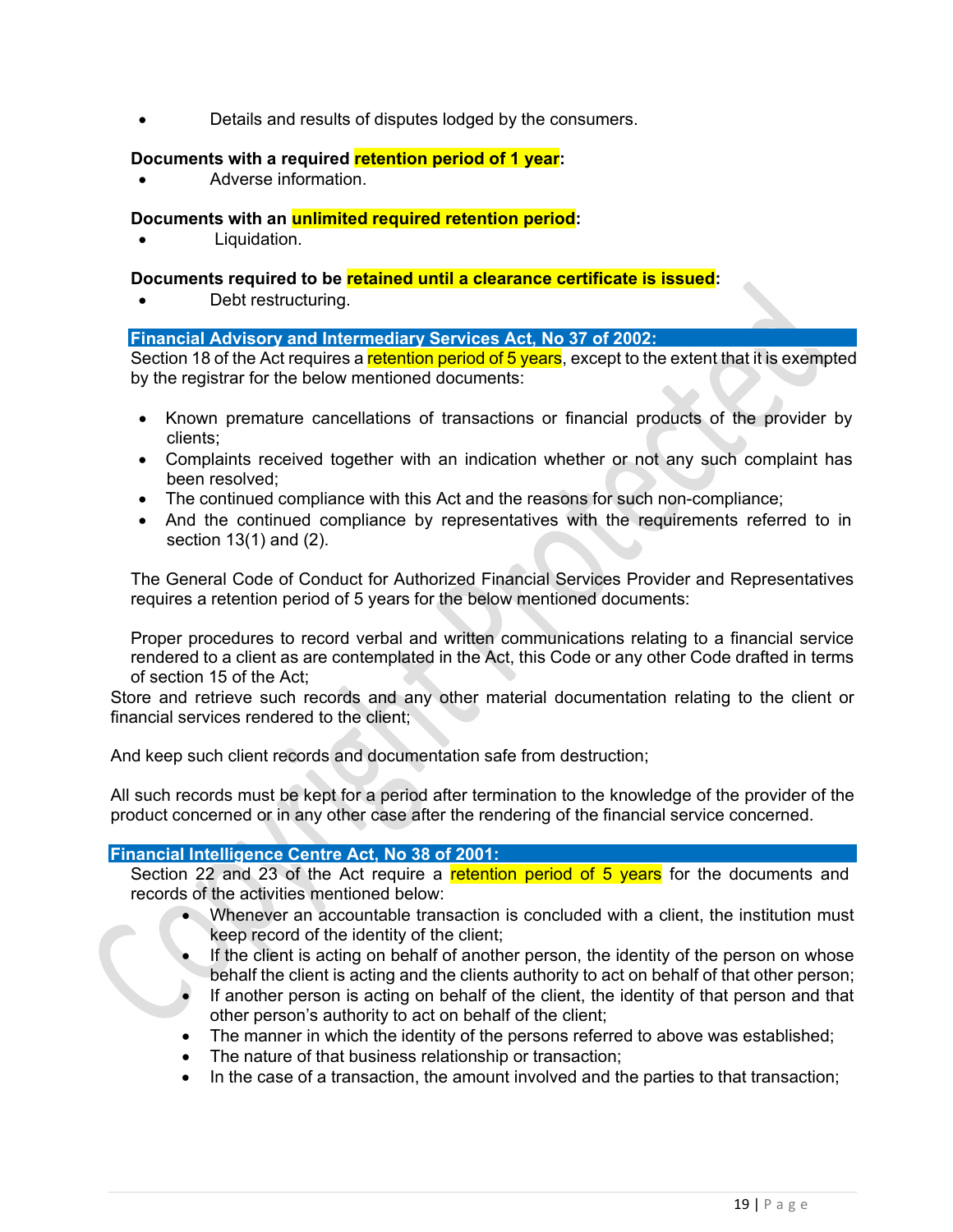- Details and results of disputes lodged by the consumers.

**Documents with a required retention period of 1 year:**

- Adverse information.

**Documents with an unlimited required retention period:**

- Liquidation.

**Documents required to be retained until a clearance certificate is issued:**

- Debt restructuring.

**Financial Advisory and Intermediary Services Act, No 37 of 2002:**

Section 18 of the Act requires a retention period of 5 years, except to the extent that it is exempted by the registrar for the below mentioned documents:

- Known premature cancellations of transactions or financial products of the provider by clients;
- Complaints received together with an indication whether or not any such complaint has been resolved;
- The continued compliance with this Act and the reasons for such non-compliance;
- And the continued compliance by representatives with the requirements referred to in section 13(1) and (2).

The General Code of Conduct for Authorized Financial Services Provider and Representatives requires a retention period of 5 years for the below mentioned documents:

Proper procedures to record verbal and written communications relating to a financial service rendered to a client as are contemplated in the Act, this Code or any other Code drafted in terms of section 15 of the Act;

Store and retrieve such records and any other material documentation relating to the client or financial services rendered to the client;

And keep such client records and documentation safe from destruction;

All such records must be kept for a period after termination to the knowledge of the provider of the product concerned or in any other case after the rendering of the financial service concerned.

**Financial Intelligence Centre Act, No 38 of 2001:**

Section 22 and 23 of the Act require a retention period of 5 years for the documents and records of the activities mentioned below:

- Whenever an accountable transaction is concluded with a client, the institution must keep record of the identity of the client;
- If the client is acting on behalf of another person, the identity of the person on whose behalf the client is acting and the clients authority to act on behalf of that other person;
- If another person is acting on behalf of the client, the identity of that person and that other person's authority to act on behalf of the client;
- The manner in which the identity of the persons referred to above was established;
- The nature of that business relationship or transaction;
- In the case of a transaction, the amount involved and the parties to that transaction;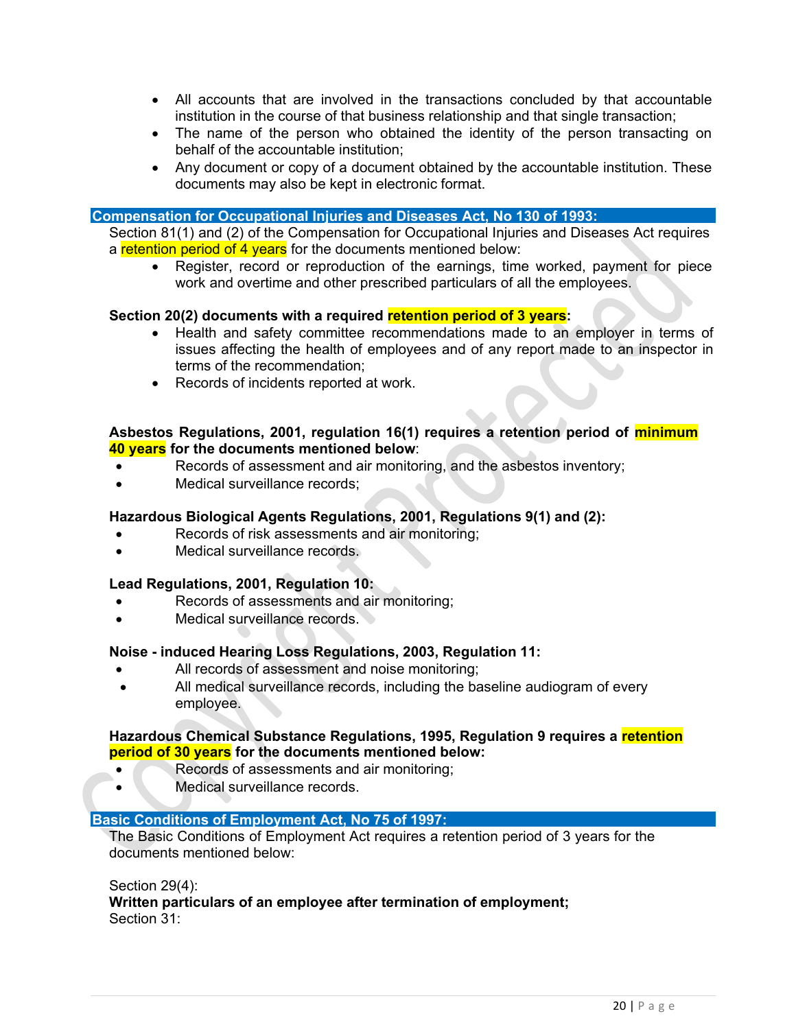- All accounts that are involved in the transactions concluded by that accountable institution in the course of that business relationship and that single transaction;
- The name of the person who obtained the identity of the person transacting on behalf of the accountable institution;
- Any document or copy of a document obtained by the accountable institution. These documents may also be kept in electronic format.

## Compensation for Occupational Injuries and Diseases Act, No 130 of 1993:

Section 81(1) and (2) of the Compensation for Occupational Injuries and Diseases Act requires a retention period of 4 years for the documents mentioned below:

- Register, record or reproduction of the earnings, time worked, payment for piece work and overtime and other prescribed particulars of all the employees.

**Section 20(2) documents with a required retention period of 3 years:**

- Health and safety committee recommendations made to an employer in terms of issues affecting the health of employees and of any report made to an inspector in terms of the recommendation;
- Records of incidents reported at work.

**Asbestos Regulations, 2001, regulation 16(1) requires a retention period of minimum 40 years for the documents mentioned below**:

- Records of assessment and air monitoring, and the asbestos inventory;
- Medical surveillance records;

**Hazardous Biological Agents Regulations, 2001, Regulations 9(1) and (2):**

- Records of risk assessments and air monitoring;
- Medical surveillance records.

**Lead Regulations, 2001, Regulation 10:**

- Records of assessments and air monitoring;
- Medical surveillance records.

**Noise - induced Hearing Loss Regulations, 2003, Regulation 11:**

- All records of assessment and noise monitoring;
- All medical surveillance records, including the baseline audiogram of every employee.

**Hazardous Chemical Substance Regulations, 1995, Regulation 9 requires a retention period of 30 years for the documents mentioned below:**

- Records of assessments and air monitoring;
- Medical surveillance records.

## Basic Conditions of Employment Act, No 75 of 1997:

The Basic Conditions of Employment Act requires a retention period of 3 years for the documents mentioned below:

Section 29(4):
**Written particulars of an employee after termination of employment;**
Section 31: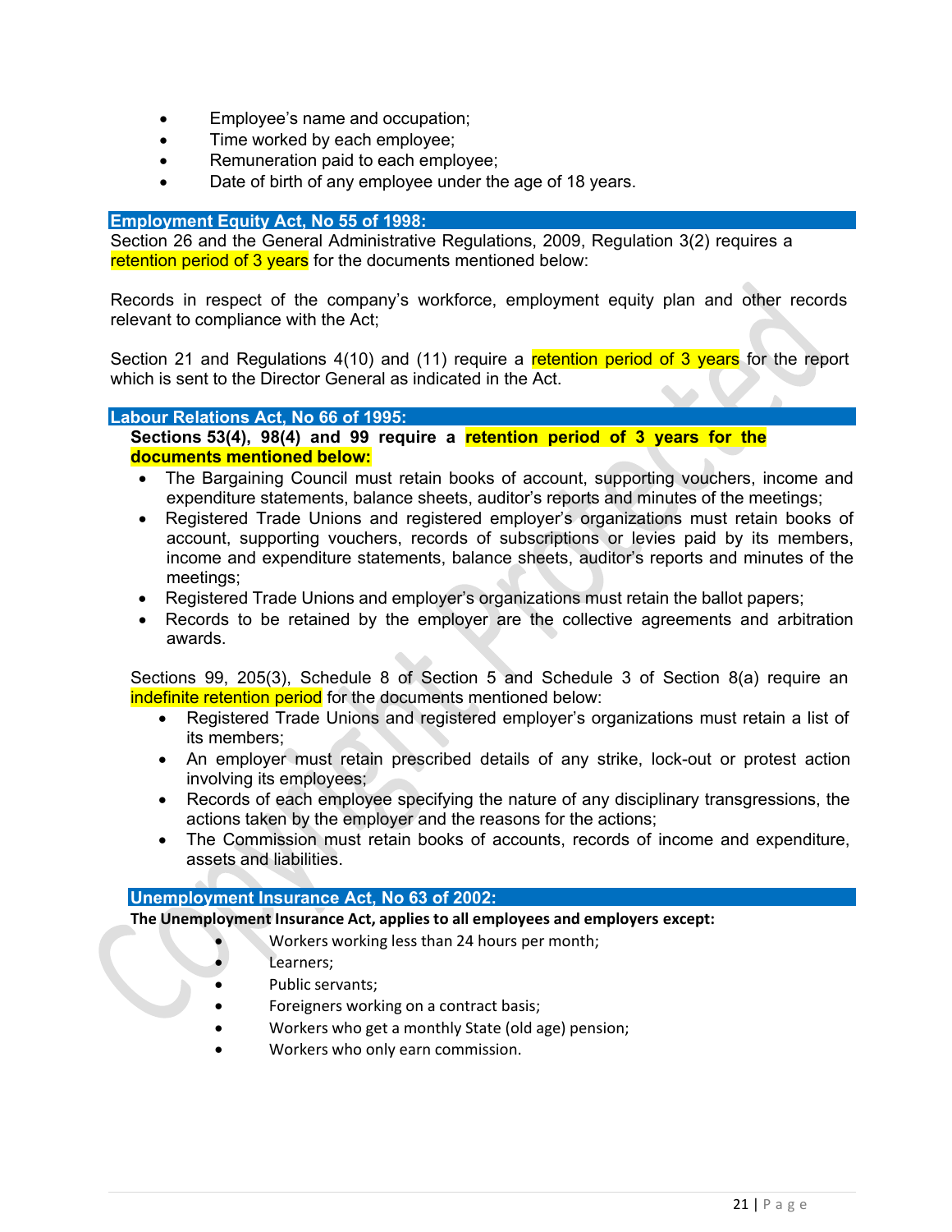- Employee's name and occupation;
- Time worked by each employee;
- Remuneration paid to each employee;
- Date of birth of any employee under the age of 18 years.

## Employment Equity Act, No 55 of 1998:

Section 26 and the General Administrative Regulations, 2009, Regulation 3(2) requires a retention period of 3 years for the documents mentioned below:

Records in respect of the company's workforce, employment equity plan and other records relevant to compliance with the Act;

Section 21 and Regulations 4(10) and (11) require a retention period of 3 years for the report which is sent to the Director General as indicated in the Act.

## Labour Relations Act, No 66 of 1995:

**Sections 53(4), 98(4) and 99 require a retention period of 3 years for the documents mentioned below:**

- The Bargaining Council must retain books of account, supporting vouchers, income and expenditure statements, balance sheets, auditor's reports and minutes of the meetings;
- Registered Trade Unions and registered employer's organizations must retain books of account, supporting vouchers, records of subscriptions or levies paid by its members, income and expenditure statements, balance sheets, auditor's reports and minutes of the meetings;
- Registered Trade Unions and employer's organizations must retain the ballot papers;
- Records to be retained by the employer are the collective agreements and arbitration awards.

Sections 99, 205(3), Schedule 8 of Section 5 and Schedule 3 of Section 8(a) require an indefinite retention period for the documents mentioned below:

- Registered Trade Unions and registered employer's organizations must retain a list of its members;
- An employer must retain prescribed details of any strike, lock-out or protest action involving its employees;
- Records of each employee specifying the nature of any disciplinary transgressions, the actions taken by the employer and the reasons for the actions;
- The Commission must retain books of accounts, records of income and expenditure, assets and liabilities.

## Unemployment Insurance Act, No 63 of 2002:

**The Unemployment Insurance Act, applies to all employees and employers except:**

- Workers working less than 24 hours per month;
- Learners;
- Public servants;
- Foreigners working on a contract basis;
- Workers who get a monthly State (old age) pension;
- Workers who only earn commission.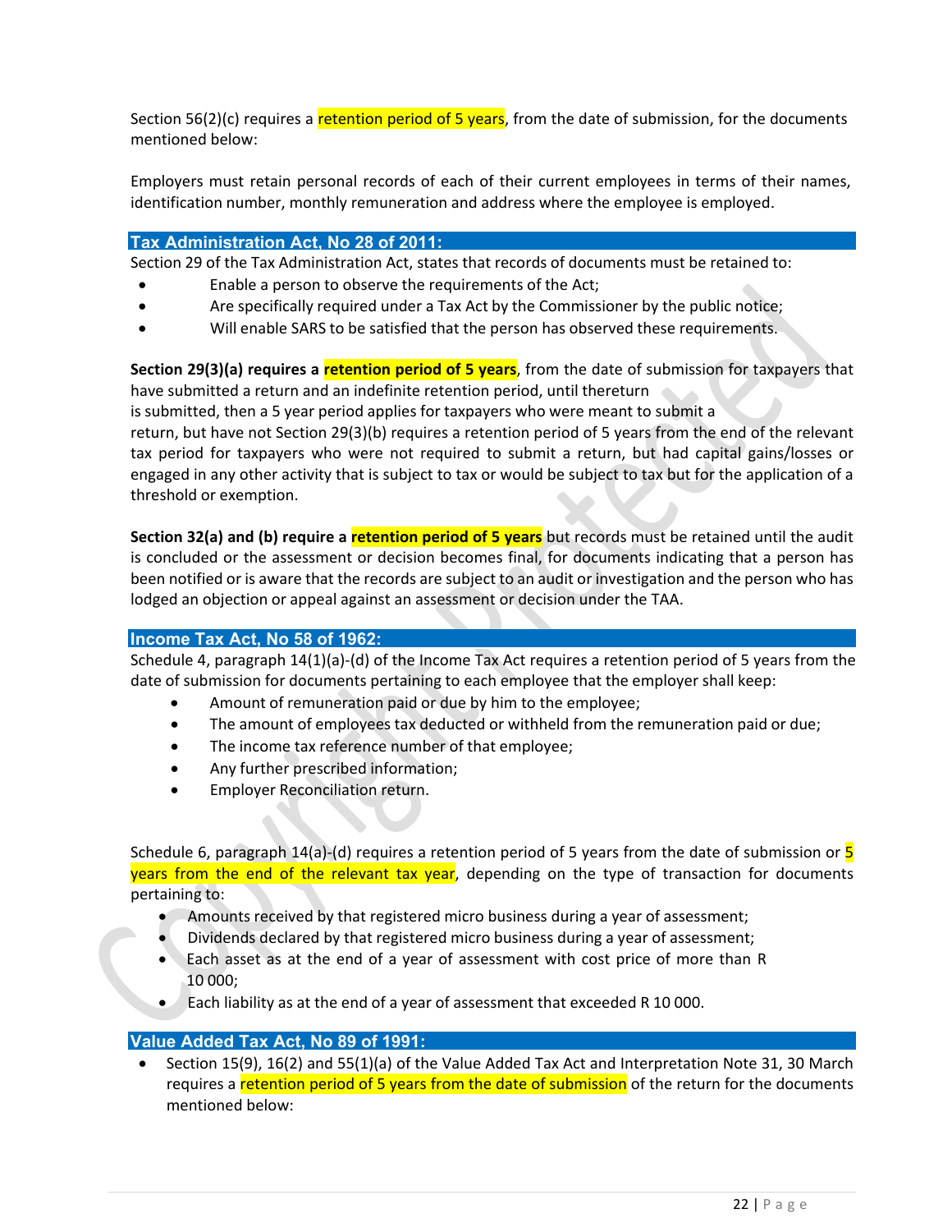Section 56(2)(c) requires a retention period of 5 years, from the date of submission, for the documents mentioned below:

Employers must retain personal records of each of their current employees in terms of their names, identification number, monthly remuneration and address where the employee is employed.

## Tax Administration Act, No 28 of 2011:

Section 29 of the Tax Administration Act, states that records of documents must be retained to:

- Enable a person to observe the requirements of the Act;
- Are specifically required under a Tax Act by the Commissioner by the public notice;
- Will enable SARS to be satisfied that the person has observed these requirements.

**Section 29(3)(a) requires a retention period of 5 years**, from the date of submission for taxpayers that have submitted a return and an indefinite retention period, until thereturn is submitted, then a 5 year period applies for taxpayers who were meant to submit a return, but have not Section 29(3)(b) requires a retention period of 5 years from the end of the relevant tax period for taxpayers who were not required to submit a return, but had capital gains/losses or engaged in any other activity that is subject to tax or would be subject to tax but for the application of a threshold or exemption.

**Section 32(a) and (b) require a retention period of 5 years** but records must be retained until the audit is concluded or the assessment or decision becomes final, for documents indicating that a person has been notified or is aware that the records are subject to an audit or investigation and the person who has lodged an objection or appeal against an assessment or decision under the TAA.

## Income Tax Act, No 58 of 1962:

Schedule 4, paragraph 14(1)(a)-(d) of the Income Tax Act requires a retention period of 5 years from the date of submission for documents pertaining to each employee that the employer shall keep:

- Amount of remuneration paid or due by him to the employee;
- The amount of employees tax deducted or withheld from the remuneration paid or due;
- The income tax reference number of that employee;
- Any further prescribed information;
- Employer Reconciliation return.

Schedule 6, paragraph 14(a)-(d) requires a retention period of 5 years from the date of submission or 5 years from the end of the relevant tax year, depending on the type of transaction for documents pertaining to:

- Amounts received by that registered micro business during a year of assessment;
- Dividends declared by that registered micro business during a year of assessment;
- Each asset as at the end of a year of assessment with cost price of more than R 10 000;
- Each liability as at the end of a year of assessment that exceeded R 10 000.

## Value Added Tax Act, No 89 of 1991:

- Section 15(9), 16(2) and 55(1)(a) of the Value Added Tax Act and Interpretation Note 31, 30 March requires a retention period of 5 years from the date of submission of the return for the documents mentioned below: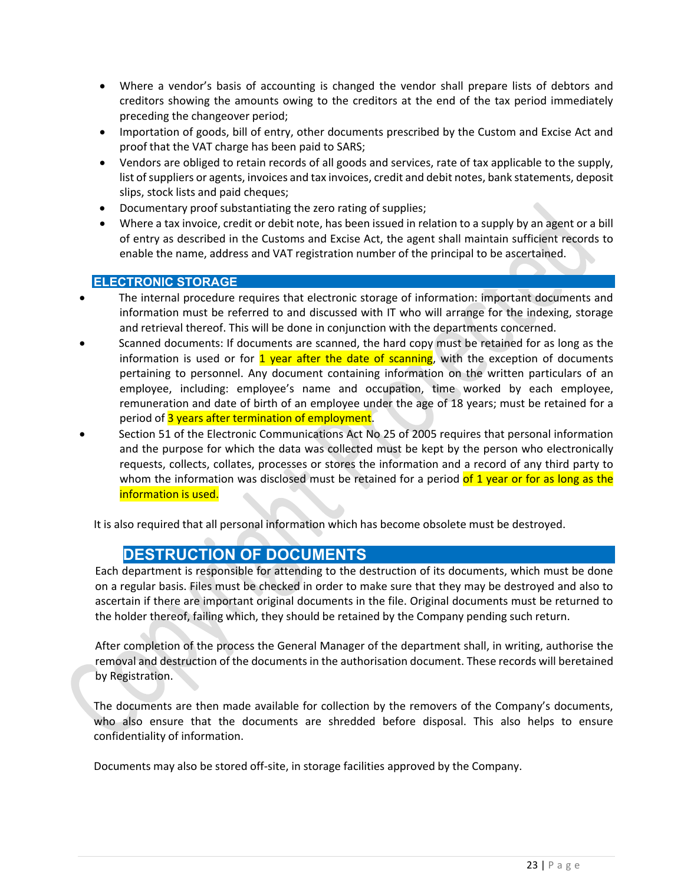- Where a vendor's basis of accounting is changed the vendor shall prepare lists of debtors and creditors showing the amounts owing to the creditors at the end of the tax period immediately preceding the changeover period;
- Importation of goods, bill of entry, other documents prescribed by the Custom and Excise Act and proof that the VAT charge has been paid to SARS;
- Vendors are obliged to retain records of all goods and services, rate of tax applicable to the supply, list of suppliers or agents, invoices and tax invoices, credit and debit notes, bank statements, deposit slips, stock lists and paid cheques;
- Documentary proof substantiating the zero rating of supplies;
- Where a tax invoice, credit or debit note, has been issued in relation to a supply by an agent or a bill of entry as described in the Customs and Excise Act, the agent shall maintain sufficient records to enable the name, address and VAT registration number of the principal to be ascertained.

## ELECTRONIC STORAGE

- The internal procedure requires that electronic storage of information: important documents and information must be referred to and discussed with IT who will arrange for the indexing, storage and retrieval thereof. This will be done in conjunction with the departments concerned.
- Scanned documents: If documents are scanned, the hard copy must be retained for as long as the information is used or for 1 year after the date of scanning, with the exception of documents pertaining to personnel. Any document containing information on the written particulars of an employee, including: employee's name and occupation, time worked by each employee, remuneration and date of birth of an employee under the age of 18 years; must be retained for a period of 3 years after termination of employment.
- Section 51 of the Electronic Communications Act No 25 of 2005 requires that personal information and the purpose for which the data was collected must be kept by the person who electronically requests, collects, collates, processes or stores the information and a record of any third party to whom the information was disclosed must be retained for a period of 1 year or for as long as the information is used.

It is also required that all personal information which has become obsolete must be destroyed.

## DESTRUCTION OF DOCUMENTS

Each department is responsible for attending to the destruction of its documents, which must be done on a regular basis. Files must be checked in order to make sure that they may be destroyed and also to ascertain if there are important original documents in the file. Original documents must be returned to the holder thereof, failing which, they should be retained by the Company pending such return.

After completion of the process the General Manager of the department shall, in writing, authorise the removal and destruction of the documents in the authorisation document. These records will beretained by Registration.

The documents are then made available for collection by the removers of the Company's documents, who also ensure that the documents are shredded before disposal. This also helps to ensure confidentiality of information.

Documents may also be stored off-site, in storage facilities approved by the Company.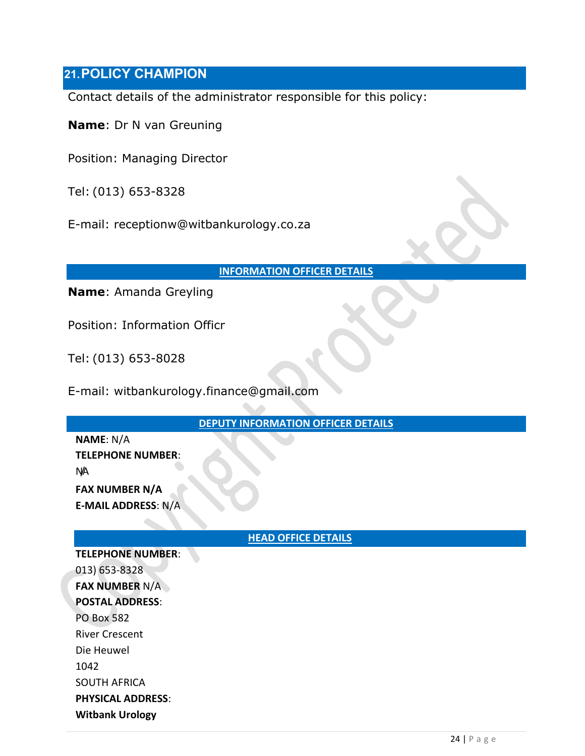## 21. POLICY CHAMPION

Contact details of the administrator responsible for this policy:

**Name**: Dr N van Greuning

Position: Managing Director

Tel: (013) 653-8328

E-mail: receptionw@witbankurology.co.za

### INFORMATION OFFICER DETAILS

**Name**: Amanda Greyling

Position: Information Officr

Tel: (013) 653-8028

E-mail: witbankurology.finance@gmail.com

### DEPUTY INFORMATION OFFICER DETAILS

**NAME**: N/A
**TELEPHONE NUMBER**:
N/A
**FAX NUMBER N/A**
**E-MAIL ADDRESS**: N/A

### HEAD OFFICE DETAILS

**TELEPHONE NUMBER**:
013) 653-8328
**FAX NUMBER** N/A
**POSTAL ADDRESS**:
PO Box 582
River Crescent
Die Heuwel
1042
SOUTH AFRICA
**PHYSICAL ADDRESS**:
**Witbank Urology**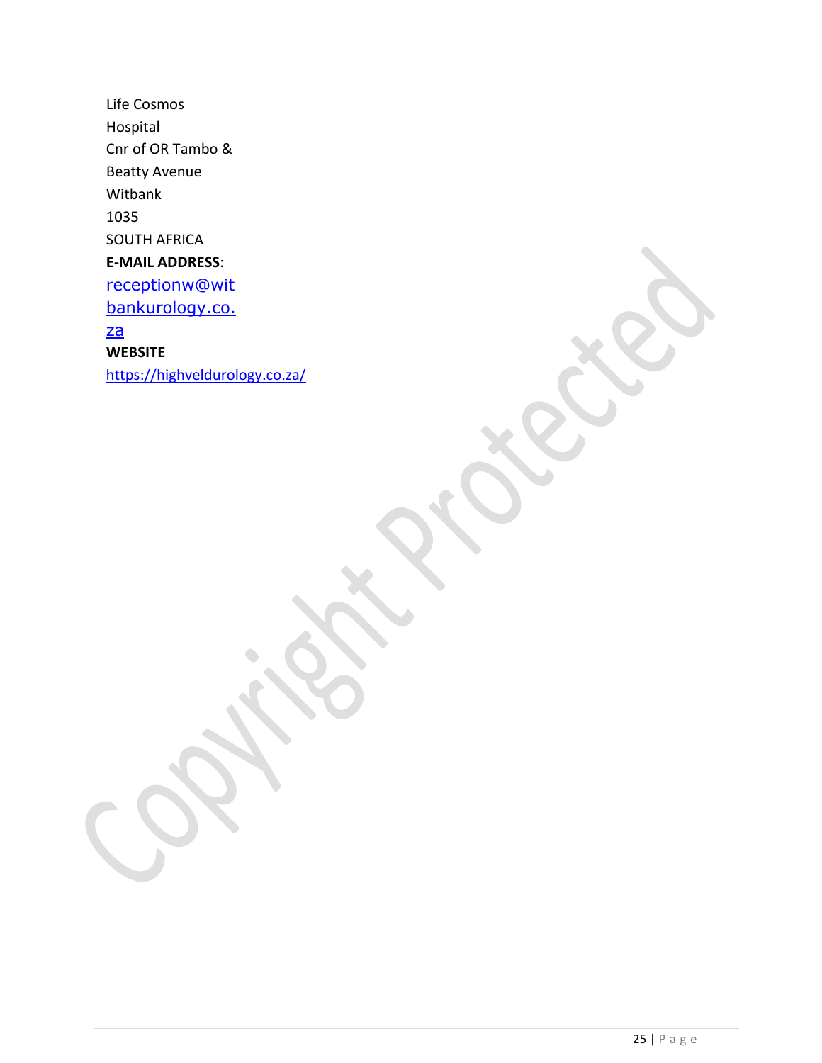Life Cosmos
Hospital
Cnr of OR Tambo &
Beatty Avenue
Witbank
1035
SOUTH AFRICA

**E-MAIL ADDRESS**:
receptionw@witbankurology.co.za

**WEBSITE**
https://highveldurology.co.za/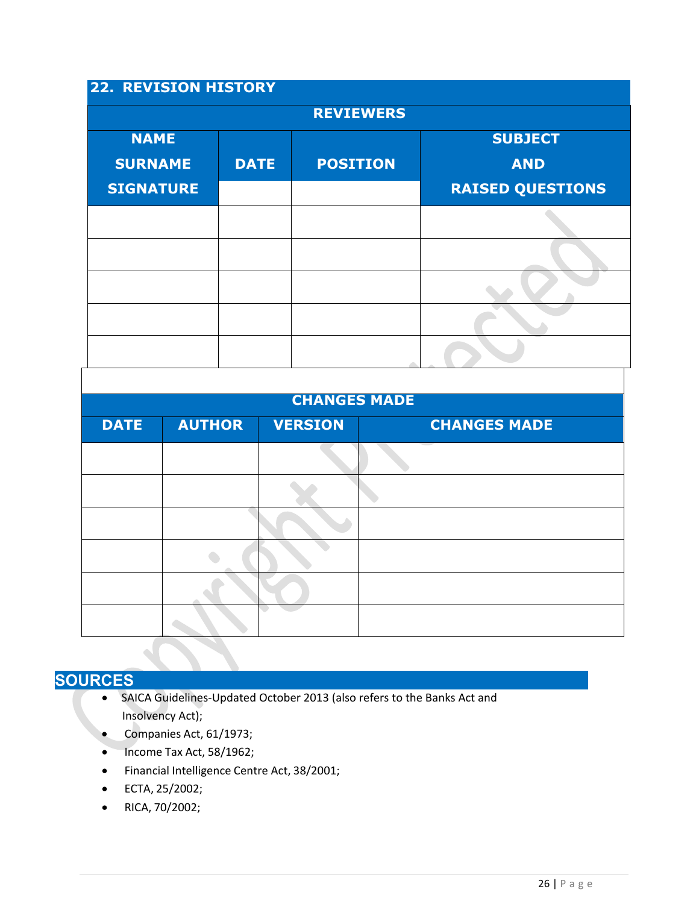## 22. REVISION HISTORY

| REVIEWERS | | | |
|---|---|---|---|
| NAME SURNAME SIGNATURE | DATE | POSITION | SUBJECT AND RAISED QUESTIONS |
| | | | |
| | | | |
| | | | |
| | | | |
| | | | |

| CHANGES MADE | | | |
|---|---|---|---|
| DATE | AUTHOR | VERSION | CHANGES MADE |
| | | | |
| | | | |
| | | | |
| | | | |
| | | | |
| | | | |

## SOURCES

- SAICA Guidelines-Updated October 2013 (also refers to the Banks Act and Insolvency Act);
- Companies Act, 61/1973;
- Income Tax Act, 58/1962;
- Financial Intelligence Centre Act, 38/2001;
- ECTA, 25/2002;
- RICA, 70/2002;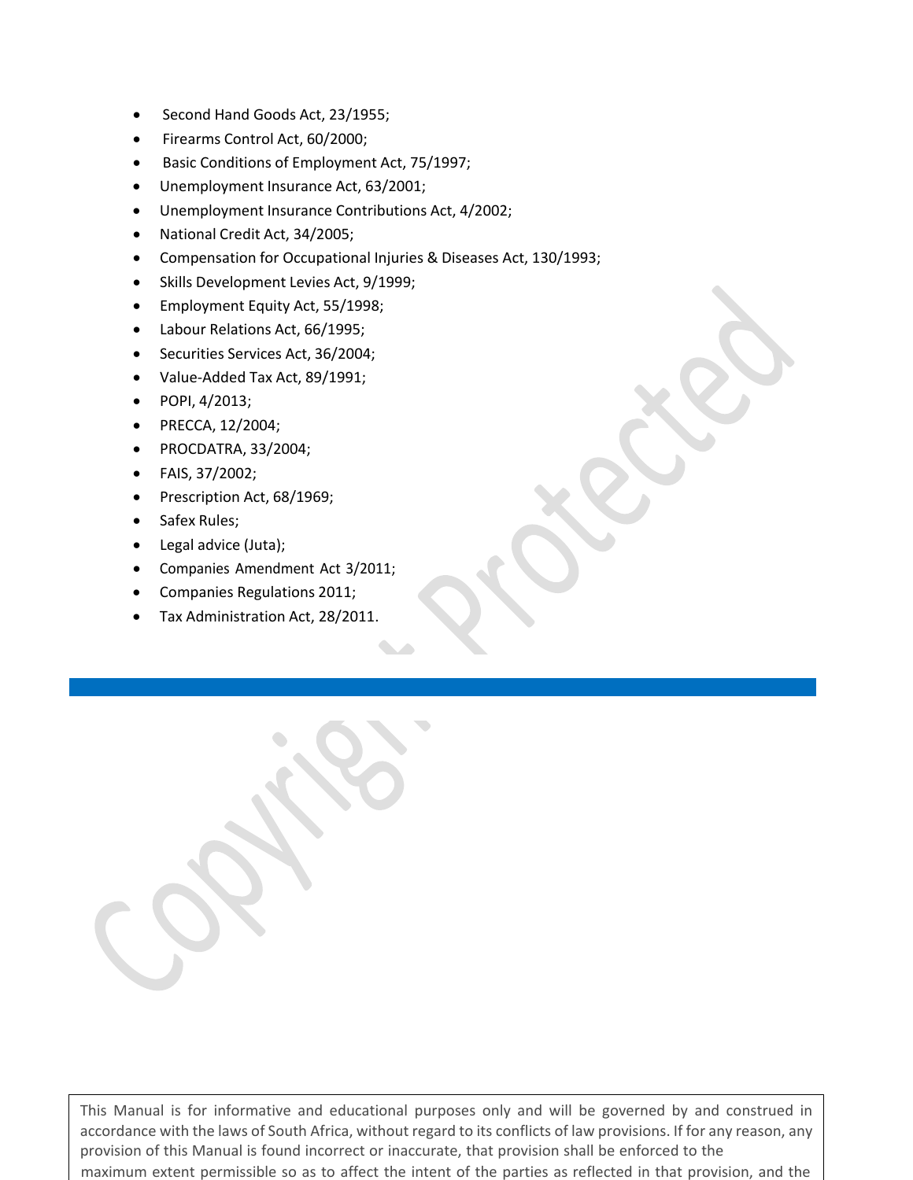- Second Hand Goods Act, 23/1955;
- Firearms Control Act, 60/2000;
- Basic Conditions of Employment Act, 75/1997;
- Unemployment Insurance Act, 63/2001;
- Unemployment Insurance Contributions Act, 4/2002;
- National Credit Act, 34/2005;
- Compensation for Occupational Injuries & Diseases Act, 130/1993;
- Skills Development Levies Act, 9/1999;
- Employment Equity Act, 55/1998;
- Labour Relations Act, 66/1995;
- Securities Services Act, 36/2004;
- Value-Added Tax Act, 89/1991;
- POPI, 4/2013;
- PRECCA, 12/2004;
- PROCDATRA, 33/2004;
- FAIS, 37/2002;
- Prescription Act, 68/1969;
- Safex Rules;
- Legal advice (Juta);
- Companies Amendment Act 3/2011;
- Companies Regulations 2011;
- Tax Administration Act, 28/2011.

This Manual is for informative and educational purposes only and will be governed by and construed in accordance with the laws of South Africa, without regard to its conflicts of law provisions. If for any reason, any provision of this Manual is found incorrect or inaccurate, that provision shall be enforced to the maximum extent permissible so as to affect the intent of the parties as reflected in that provision, and the